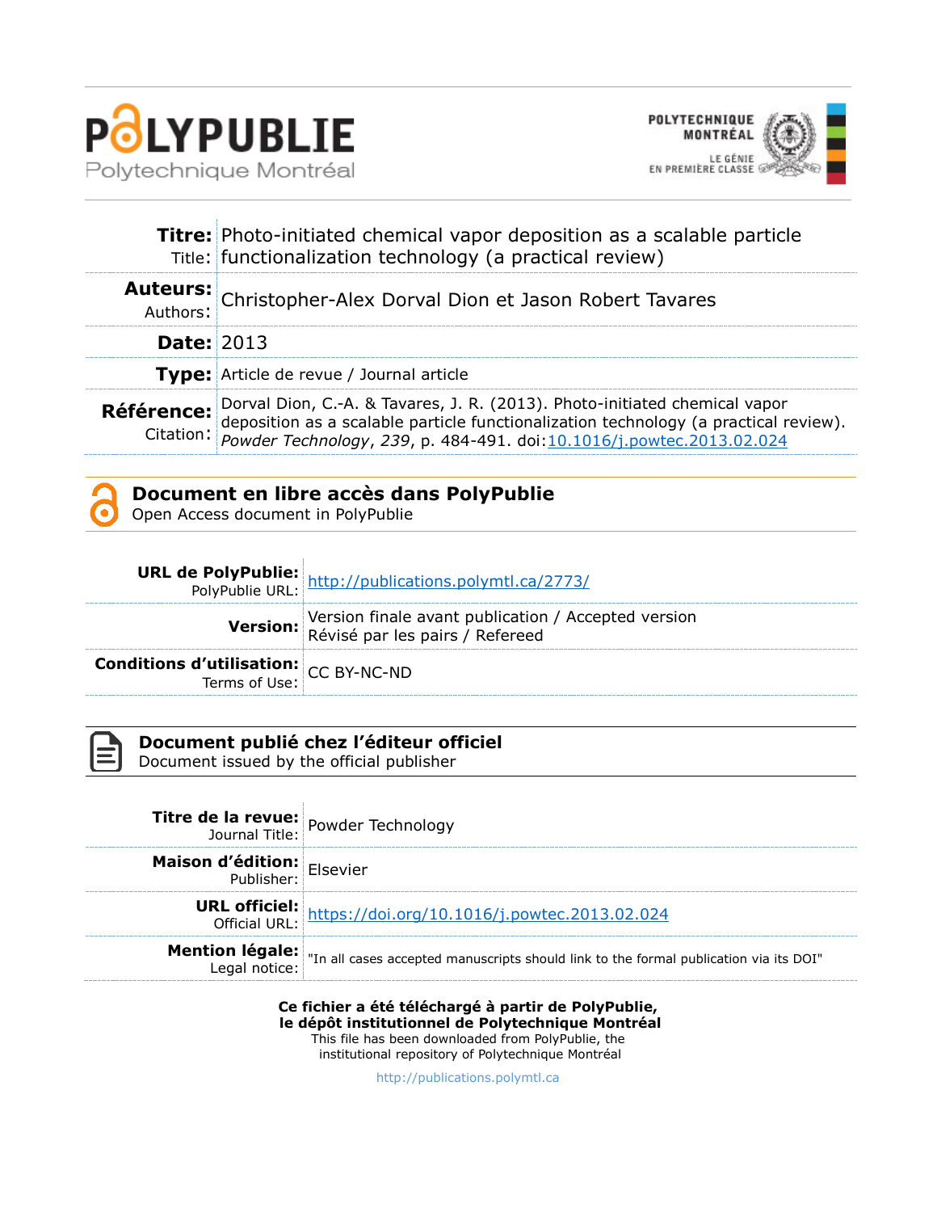# POLYPUBLIE

Polytechnique Montréal

POLYTECHNIQUE MONTRÉAL

LE GÉNIE EN PREMIÈRE CLASSE

| | |
|---|---|
| **Titre:** Title: | Photo-initiated chemical vapor deposition as a scalable particle functionalization technology (a practical review) |
| **Auteurs:** Authors: | Christopher-Alex Dorval Dion et Jason Robert Tavares |
| **Date:** | 2013 |
| **Type:** | Article de revue / Journal article |
| **Référence:** Citation: | Dorval Dion, C.-A. & Tavares, J. R. (2013). Photo-initiated chemical vapor deposition as a scalable particle functionalization technology (a practical review). *Powder Technology*, *239*, p. 484-491. doi:10.1016/j.powtec.2013.02.024 |

## Document en libre accès dans PolyPublie

Open Access document in PolyPublie

| | |
|---|---|
| **URL de PolyPublie:** PolyPublie URL: | http://publications.polymtl.ca/2773/ |
| **Version:** | Version finale avant publication / Accepted version Révisé par les pairs / Refereed |
| **Conditions d'utilisation:** Terms of Use: | CC BY-NC-ND |

## Document publié chez l'éditeur officiel

Document issued by the official publisher

| | |
|---|---|
| **Titre de la revue:** Journal Title: | Powder Technology |
| **Maison d'édition:** Publisher: | Elsevier |
| **URL officiel:** Official URL: | https://doi.org/10.1016/j.powtec.2013.02.024 |
| **Mention légale:** Legal notice: | "In all cases accepted manuscripts should link to the formal publication via its DOI" |

**Ce fichier a été téléchargé à partir de PolyPublie, le dépôt institutionnel de Polytechnique Montréal**

This file has been downloaded from PolyPublie, the institutional repository of Polytechnique Montréal

http://publications.polymtl.ca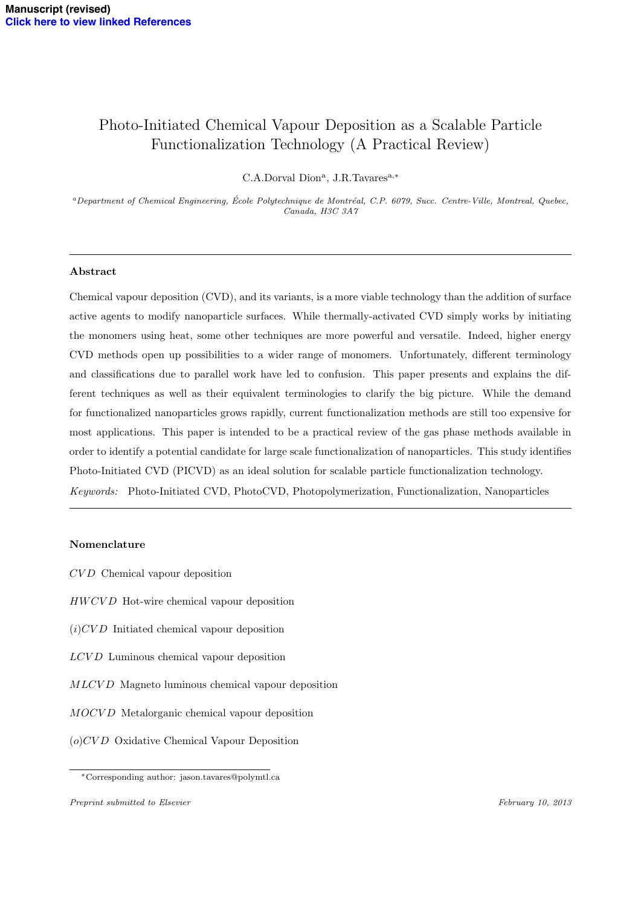Manuscript (revised)
Click here to view linked References

# Photo-Initiated Chemical Vapour Deposition as a Scalable Particle Functionalization Technology (A Practical Review)

C.A.Dorval Dion[a], J.R.Tavares[a,*]

[a]*Department of Chemical Engineering, École Polytechnique de Montréal, C.P. 6079, Succ. Centre-Ville, Montreal, Quebec, Canada, H3C 3A7*

---

### Abstract

Chemical vapour deposition (CVD), and its variants, is a more viable technology than the addition of surface active agents to modify nanoparticle surfaces. While thermally-activated CVD simply works by initiating the monomers using heat, some other techniques are more powerful and versatile. Indeed, higher energy CVD methods open up possibilities to a wider range of monomers. Unfortunately, different terminology and classifications due to parallel work have led to confusion. This paper presents and explains the different techniques as well as their equivalent terminologies to clarify the big picture. While the demand for functionalized nanoparticles grows rapidly, current functionalization methods are still too expensive for most applications. This paper is intended to be a practical review of the gas phase methods available in order to identify a potential candidate for large scale functionalization of nanoparticles. This study identifies Photo-Initiated CVD (PICVD) as an ideal solution for scalable particle functionalization technology.

*Keywords:* Photo-Initiated CVD, PhotoCVD, Photopolymerization, Functionalization, Nanoparticles

---

### Nomenclature

*CVD* Chemical vapour deposition

*HWCVD* Hot-wire chemical vapour deposition

*(i)CVD* Initiated chemical vapour deposition

*LCVD* Luminous chemical vapour deposition

*MLCVD* Magneto luminous chemical vapour deposition

*MOCVD* Metalorganic chemical vapour deposition

*(o)CVD* Oxidative Chemical Vapour Deposition

*Corresponding author: jason.tavares@polymtl.ca

*Preprint submitted to Elsevier* *February 10, 2013*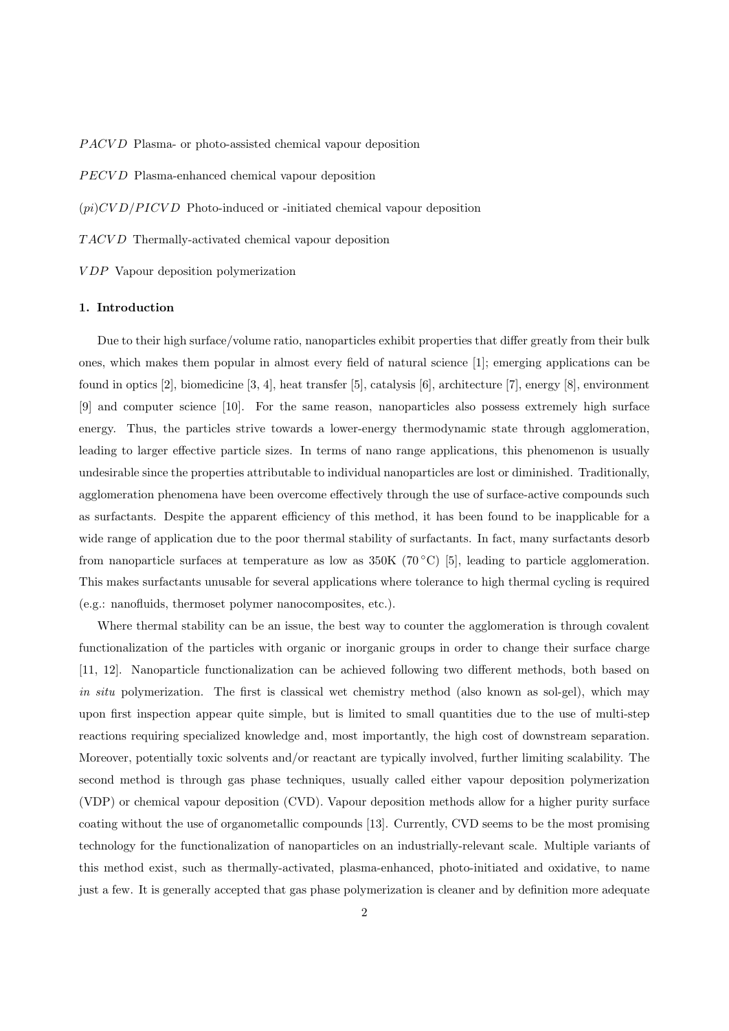$PACVD$ Plasma- or photo-assisted chemical vapour deposition

$PECVD$ Plasma-enhanced chemical vapour deposition

$(pi)CVD/PICVD$ Photo-induced or -initiated chemical vapour deposition

$TACVD$ Thermally-activated chemical vapour deposition

$VDP$ Vapour deposition polymerization

## 1. Introduction

Due to their high surface/volume ratio, nanoparticles exhibit properties that differ greatly from their bulk ones, which makes them popular in almost every field of natural science [1]; emerging applications can be found in optics [2], biomedicine [3, 4], heat transfer [5], catalysis [6], architecture [7], energy [8], environment [9] and computer science [10]. For the same reason, nanoparticles also possess extremely high surface energy. Thus, the particles strive towards a lower-energy thermodynamic state through agglomeration, leading to larger effective particle sizes. In terms of nano range applications, this phenomenon is usually undesirable since the properties attributable to individual nanoparticles are lost or diminished. Traditionally, agglomeration phenomena have been overcome effectively through the use of surface-active compounds such as surfactants. Despite the apparent efficiency of this method, it has been found to be inapplicable for a wide range of application due to the poor thermal stability of surfactants. In fact, many surfactants desorb from nanoparticle surfaces at temperature as low as 350K (70 °C) [5], leading to particle agglomeration. This makes surfactants unusable for several applications where tolerance to high thermal cycling is required (e.g.: nanofluids, thermoset polymer nanocomposites, etc.).

Where thermal stability can be an issue, the best way to counter the agglomeration is through covalent functionalization of the particles with organic or inorganic groups in order to change their surface charge [11, 12]. Nanoparticle functionalization can be achieved following two different methods, both based on *in situ* polymerization. The first is classical wet chemistry method (also known as sol-gel), which may upon first inspection appear quite simple, but is limited to small quantities due to the use of multi-step reactions requiring specialized knowledge and, most importantly, the high cost of downstream separation. Moreover, potentially toxic solvents and/or reactant are typically involved, further limiting scalability. The second method is through gas phase techniques, usually called either vapour deposition polymerization (VDP) or chemical vapour deposition (CVD). Vapour deposition methods allow for a higher purity surface coating without the use of organometallic compounds [13]. Currently, CVD seems to be the most promising technology for the functionalization of nanoparticles on an industrially-relevant scale. Multiple variants of this method exist, such as thermally-activated, plasma-enhanced, photo-initiated and oxidative, to name just a few. It is generally accepted that gas phase polymerization is cleaner and by definition more adequate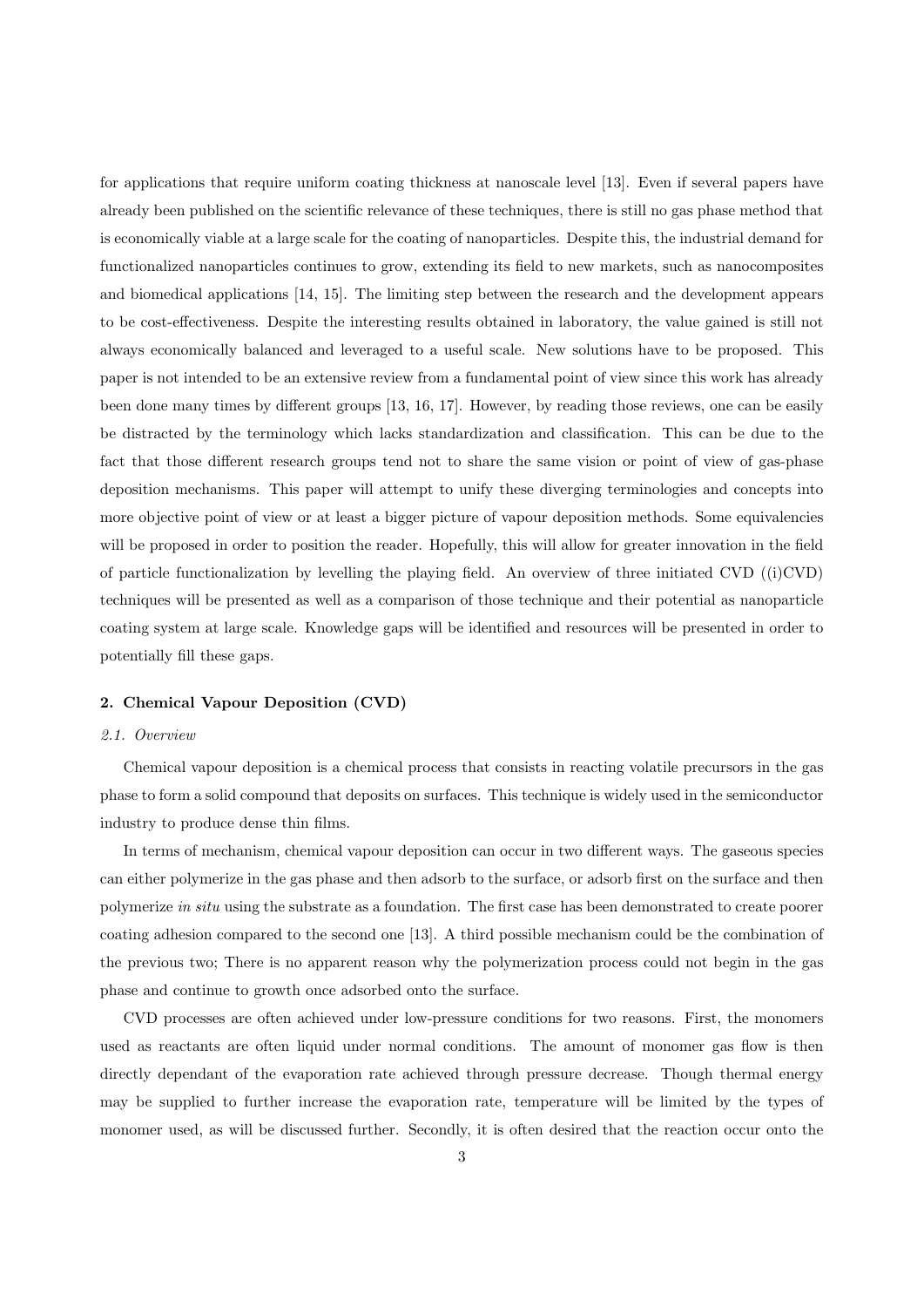for applications that require uniform coating thickness at nanoscale level [13]. Even if several papers have already been published on the scientific relevance of these techniques, there is still no gas phase method that is economically viable at a large scale for the coating of nanoparticles. Despite this, the industrial demand for functionalized nanoparticles continues to grow, extending its field to new markets, such as nanocomposites and biomedical applications [14, 15]. The limiting step between the research and the development appears to be cost-effectiveness. Despite the interesting results obtained in laboratory, the value gained is still not always economically balanced and leveraged to a useful scale. New solutions have to be proposed. This paper is not intended to be an extensive review from a fundamental point of view since this work has already been done many times by different groups [13, 16, 17]. However, by reading those reviews, one can be easily be distracted by the terminology which lacks standardization and classification. This can be due to the fact that those different research groups tend not to share the same vision or point of view of gas-phase deposition mechanisms. This paper will attempt to unify these diverging terminologies and concepts into more objective point of view or at least a bigger picture of vapour deposition methods. Some equivalencies will be proposed in order to position the reader. Hopefully, this will allow for greater innovation in the field of particle functionalization by levelling the playing field. An overview of three initiated CVD ((i)CVD) techniques will be presented as well as a comparison of those technique and their potential as nanoparticle coating system at large scale. Knowledge gaps will be identified and resources will be presented in order to potentially fill these gaps.

## 2. Chemical Vapour Deposition (CVD)

### *2.1. Overview*

Chemical vapour deposition is a chemical process that consists in reacting volatile precursors in the gas phase to form a solid compound that deposits on surfaces. This technique is widely used in the semiconductor industry to produce dense thin films.

In terms of mechanism, chemical vapour deposition can occur in two different ways. The gaseous species can either polymerize in the gas phase and then adsorb to the surface, or adsorb first on the surface and then polymerize *in situ* using the substrate as a foundation. The first case has been demonstrated to create poorer coating adhesion compared to the second one [13]. A third possible mechanism could be the combination of the previous two; There is no apparent reason why the polymerization process could not begin in the gas phase and continue to growth once adsorbed onto the surface.

CVD processes are often achieved under low-pressure conditions for two reasons. First, the monomers used as reactants are often liquid under normal conditions. The amount of monomer gas flow is then directly dependant of the evaporation rate achieved through pressure decrease. Though thermal energy may be supplied to further increase the evaporation rate, temperature will be limited by the types of monomer used, as will be discussed further. Secondly, it is often desired that the reaction occur onto the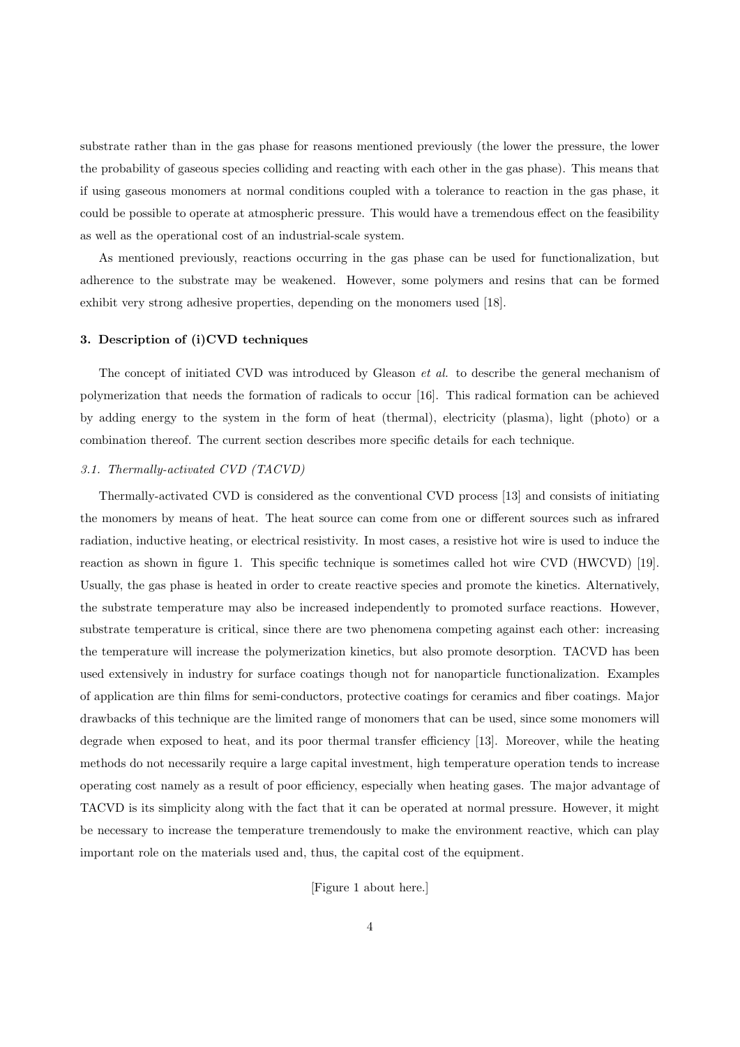substrate rather than in the gas phase for reasons mentioned previously (the lower the pressure, the lower the probability of gaseous species colliding and reacting with each other in the gas phase). This means that if using gaseous monomers at normal conditions coupled with a tolerance to reaction in the gas phase, it could be possible to operate at atmospheric pressure. This would have a tremendous effect on the feasibility as well as the operational cost of an industrial-scale system.

As mentioned previously, reactions occurring in the gas phase can be used for functionalization, but adherence to the substrate may be weakened. However, some polymers and resins that can be formed exhibit very strong adhesive properties, depending on the monomers used [18].

### 3. Description of (i)CVD techniques

The concept of initiated CVD was introduced by Gleason *et al.* to describe the general mechanism of polymerization that needs the formation of radicals to occur [16]. This radical formation can be achieved by adding energy to the system in the form of heat (thermal), electricity (plasma), light (photo) or a combination thereof. The current section describes more specific details for each technique.

#### *3.1. Thermally-activated CVD (TACVD)*

Thermally-activated CVD is considered as the conventional CVD process [13] and consists of initiating the monomers by means of heat. The heat source can come from one or different sources such as infrared radiation, inductive heating, or electrical resistivity. In most cases, a resistive hot wire is used to induce the reaction as shown in figure 1. This specific technique is sometimes called hot wire CVD (HWCVD) [19]. Usually, the gas phase is heated in order to create reactive species and promote the kinetics. Alternatively, the substrate temperature may also be increased independently to promoted surface reactions. However, substrate temperature is critical, since there are two phenomena competing against each other: increasing the temperature will increase the polymerization kinetics, but also promote desorption. TACVD has been used extensively in industry for surface coatings though not for nanoparticle functionalization. Examples of application are thin films for semi-conductors, protective coatings for ceramics and fiber coatings. Major drawbacks of this technique are the limited range of monomers that can be used, since some monomers will degrade when exposed to heat, and its poor thermal transfer efficiency [13]. Moreover, while the heating methods do not necessarily require a large capital investment, high temperature operation tends to increase operating cost namely as a result of poor efficiency, especially when heating gases. The major advantage of TACVD is its simplicity along with the fact that it can be operated at normal pressure. However, it might be necessary to increase the temperature tremendously to make the environment reactive, which can play important role on the materials used and, thus, the capital cost of the equipment.

[Figure 1 about here.]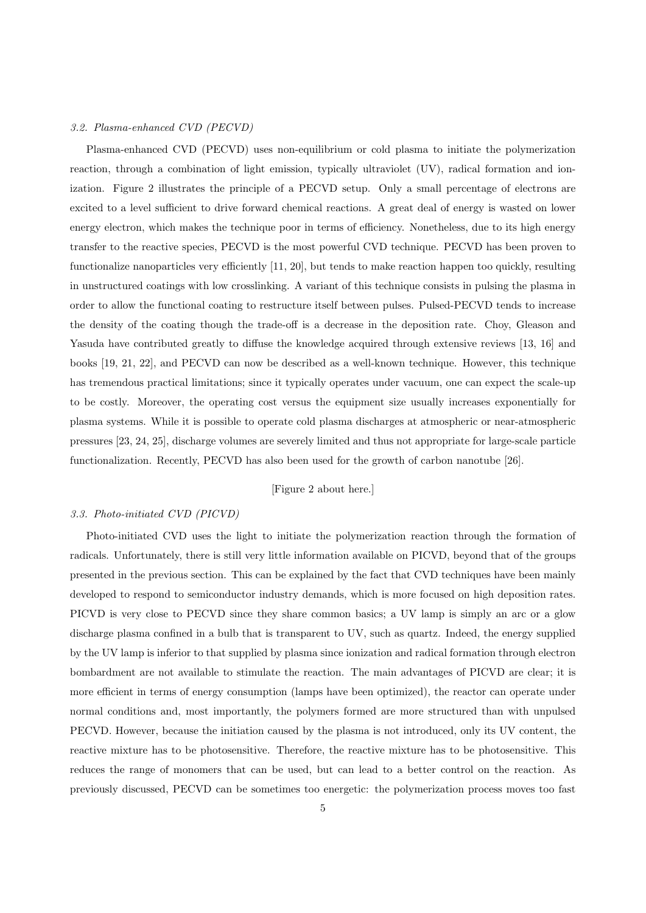### 3.2. Plasma-enhanced CVD (PECVD)

Plasma-enhanced CVD (PECVD) uses non-equilibrium or cold plasma to initiate the polymerization reaction, through a combination of light emission, typically ultraviolet (UV), radical formation and ionization. Figure 2 illustrates the principle of a PECVD setup. Only a small percentage of electrons are excited to a level sufficient to drive forward chemical reactions. A great deal of energy is wasted on lower energy electron, which makes the technique poor in terms of efficiency. Nonetheless, due to its high energy transfer to the reactive species, PECVD is the most powerful CVD technique. PECVD has been proven to functionalize nanoparticles very efficiently [11, 20], but tends to make reaction happen too quickly, resulting in unstructured coatings with low crosslinking. A variant of this technique consists in pulsing the plasma in order to allow the functional coating to restructure itself between pulses. Pulsed-PECVD tends to increase the density of the coating though the trade-off is a decrease in the deposition rate. Choy, Gleason and Yasuda have contributed greatly to diffuse the knowledge acquired through extensive reviews [13, 16] and books [19, 21, 22], and PECVD can now be described as a well-known technique. However, this technique has tremendous practical limitations; since it typically operates under vacuum, one can expect the scale-up to be costly. Moreover, the operating cost versus the equipment size usually increases exponentially for plasma systems. While it is possible to operate cold plasma discharges at atmospheric or near-atmospheric pressures [23, 24, 25], discharge volumes are severely limited and thus not appropriate for large-scale particle functionalization. Recently, PECVD has also been used for the growth of carbon nanotube [26].

[Figure 2 about here.]

### 3.3. Photo-initiated CVD (PICVD)

Photo-initiated CVD uses the light to initiate the polymerization reaction through the formation of radicals. Unfortunately, there is still very little information available on PICVD, beyond that of the groups presented in the previous section. This can be explained by the fact that CVD techniques have been mainly developed to respond to semiconductor industry demands, which is more focused on high deposition rates. PICVD is very close to PECVD since they share common basics; a UV lamp is simply an arc or a glow discharge plasma confined in a bulb that is transparent to UV, such as quartz. Indeed, the energy supplied by the UV lamp is inferior to that supplied by plasma since ionization and radical formation through electron bombardment are not available to stimulate the reaction. The main advantages of PICVD are clear; it is more efficient in terms of energy consumption (lamps have been optimized), the reactor can operate under normal conditions and, most importantly, the polymers formed are more structured than with unpulsed PECVD. However, because the initiation caused by the plasma is not introduced, only its UV content, the reactive mixture has to be photosensitive. Therefore, the reactive mixture has to be photosensitive. This reduces the range of monomers that can be used, but can lead to a better control on the reaction. As previously discussed, PECVD can be sometimes too energetic: the polymerization process moves too fast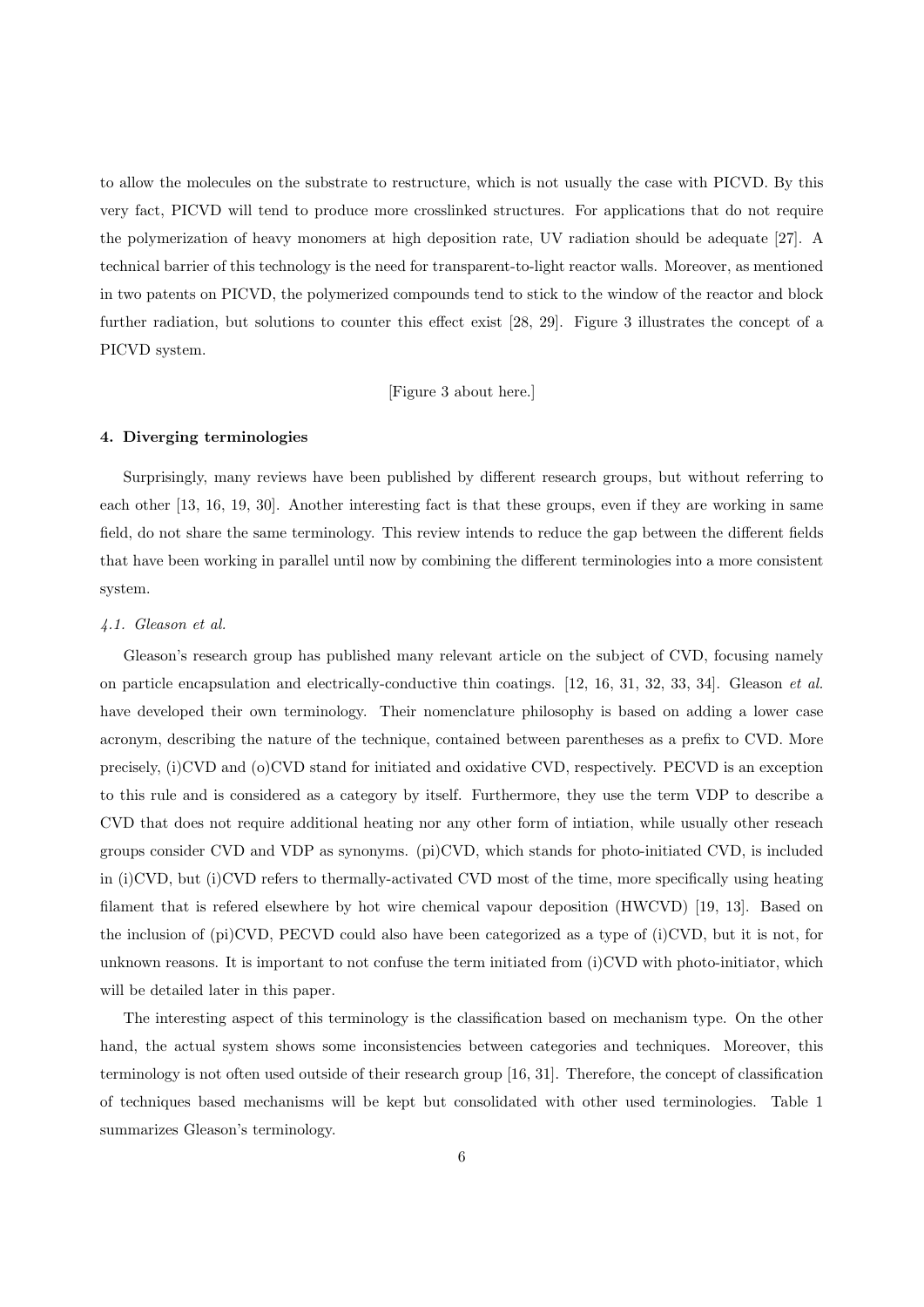to allow the molecules on the substrate to restructure, which is not usually the case with PICVD. By this very fact, PICVD will tend to produce more crosslinked structures. For applications that do not require the polymerization of heavy monomers at high deposition rate, UV radiation should be adequate [27]. A technical barrier of this technology is the need for transparent-to-light reactor walls. Moreover, as mentioned in two patents on PICVD, the polymerized compounds tend to stick to the window of the reactor and block further radiation, but solutions to counter this effect exist [28, 29]. Figure 3 illustrates the concept of a PICVD system.

[Figure 3 about here.]

## 4. Diverging terminologies

Surprisingly, many reviews have been published by different research groups, but without referring to each other [13, 16, 19, 30]. Another interesting fact is that these groups, even if they are working in same field, do not share the same terminology. This review intends to reduce the gap between the different fields that have been working in parallel until now by combining the different terminologies into a more consistent system.

### *4.1. Gleason et al.*

Gleason's research group has published many relevant article on the subject of CVD, focusing namely on particle encapsulation and electrically-conductive thin coatings. [12, 16, 31, 32, 33, 34]. Gleason *et al.* have developed their own terminology. Their nomenclature philosophy is based on adding a lower case acronym, describing the nature of the technique, contained between parentheses as a prefix to CVD. More precisely, (i)CVD and (o)CVD stand for initiated and oxidative CVD, respectively. PECVD is an exception to this rule and is considered as a category by itself. Furthermore, they use the term VDP to describe a CVD that does not require additional heating nor any other form of intiation, while usually other reseach groups consider CVD and VDP as synonyms. (pi)CVD, which stands for photo-initiated CVD, is included in (i)CVD, but (i)CVD refers to thermally-activated CVD most of the time, more specifically using heating filament that is refered elsewhere by hot wire chemical vapour deposition (HWCVD) [19, 13]. Based on the inclusion of (pi)CVD, PECVD could also have been categorized as a type of (i)CVD, but it is not, for unknown reasons. It is important to not confuse the term initiated from (i)CVD with photo-initiator, which will be detailed later in this paper.

The interesting aspect of this terminology is the classification based on mechanism type. On the other hand, the actual system shows some inconsistencies between categories and techniques. Moreover, this terminology is not often used outside of their research group [16, 31]. Therefore, the concept of classification of techniques based mechanisms will be kept but consolidated with other used terminologies. Table 1 summarizes Gleason's terminology.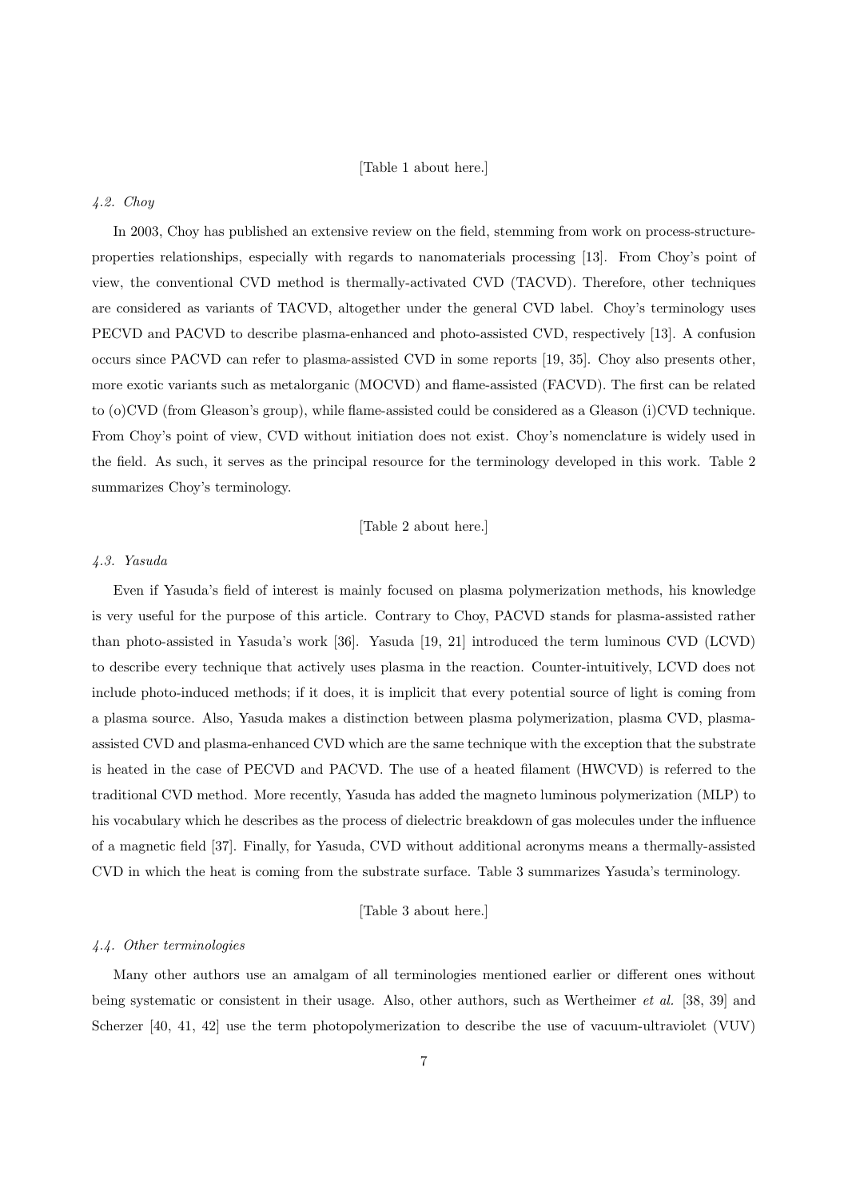[Table 1 about here.]

### *4.2. Choy*

In 2003, Choy has published an extensive review on the field, stemming from work on process-structure-properties relationships, especially with regards to nanomaterials processing [13]. From Choy's point of view, the conventional CVD method is thermally-activated CVD (TACVD). Therefore, other techniques are considered as variants of TACVD, altogether under the general CVD label. Choy's terminology uses PECVD and PACVD to describe plasma-enhanced and photo-assisted CVD, respectively [13]. A confusion occurs since PACVD can refer to plasma-assisted CVD in some reports [19, 35]. Choy also presents other, more exotic variants such as metalorganic (MOCVD) and flame-assisted (FACVD). The first can be related to (o)CVD (from Gleason's group), while flame-assisted could be considered as a Gleason (i)CVD technique. From Choy's point of view, CVD without initiation does not exist. Choy's nomenclature is widely used in the field. As such, it serves as the principal resource for the terminology developed in this work. Table 2 summarizes Choy's terminology.

[Table 2 about here.]

### *4.3. Yasuda*

Even if Yasuda's field of interest is mainly focused on plasma polymerization methods, his knowledge is very useful for the purpose of this article. Contrary to Choy, PACVD stands for plasma-assisted rather than photo-assisted in Yasuda's work [36]. Yasuda [19, 21] introduced the term luminous CVD (LCVD) to describe every technique that actively uses plasma in the reaction. Counter-intuitively, LCVD does not include photo-induced methods; if it does, it is implicit that every potential source of light is coming from a plasma source. Also, Yasuda makes a distinction between plasma polymerization, plasma CVD, plasma-assisted CVD and plasma-enhanced CVD which are the same technique with the exception that the substrate is heated in the case of PECVD and PACVD. The use of a heated filament (HWCVD) is referred to the traditional CVD method. More recently, Yasuda has added the magneto luminous polymerization (MLP) to his vocabulary which he describes as the process of dielectric breakdown of gas molecules under the influence of a magnetic field [37]. Finally, for Yasuda, CVD without additional acronyms means a thermally-assisted CVD in which the heat is coming from the substrate surface. Table 3 summarizes Yasuda's terminology.

[Table 3 about here.]

### *4.4. Other terminologies*

Many other authors use an amalgam of all terminologies mentioned earlier or different ones without being systematic or consistent in their usage. Also, other authors, such as Wertheimer *et al.* [38, 39] and Scherzer [40, 41, 42] use the term photopolymerization to describe the use of vacuum-ultraviolet (VUV)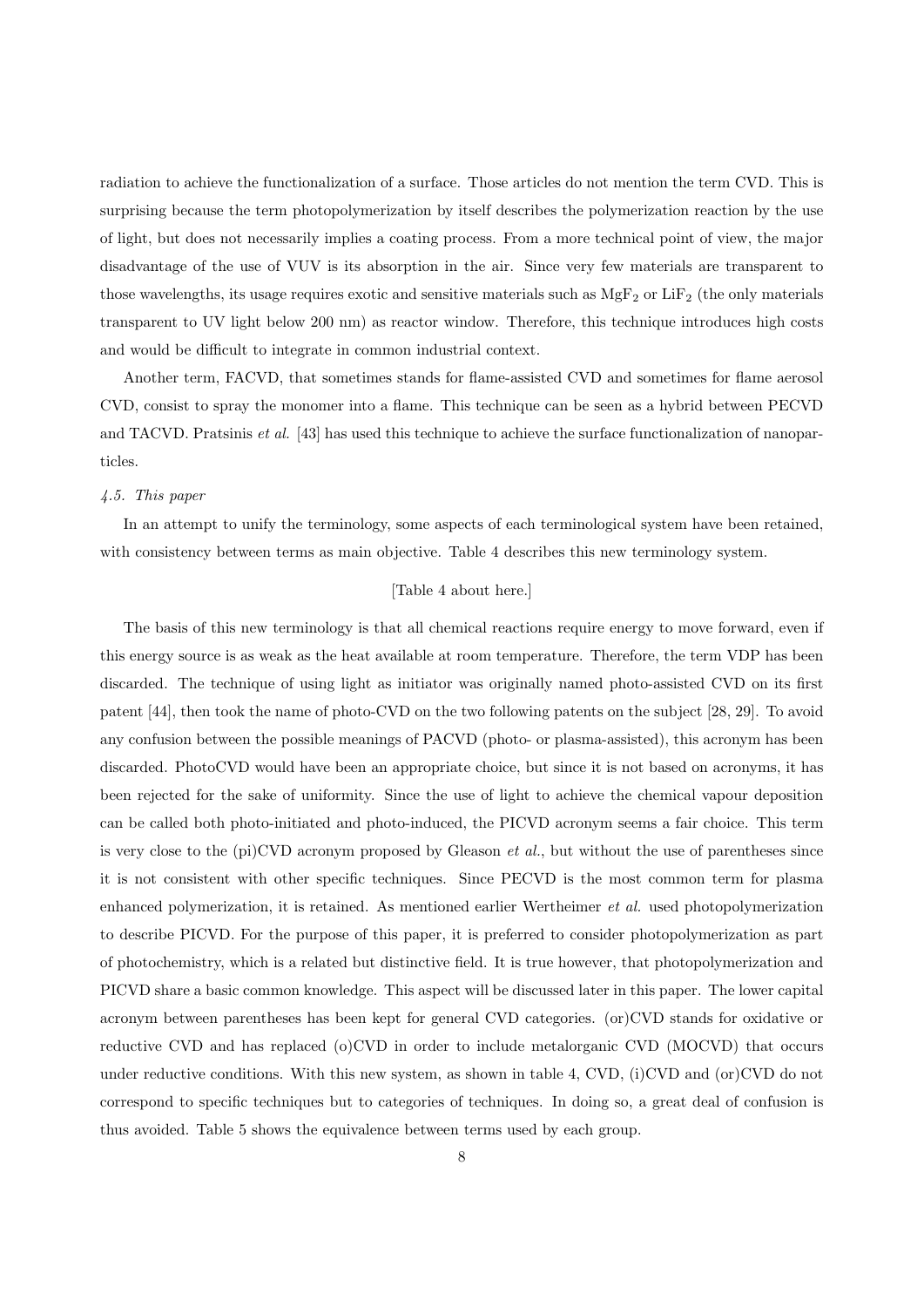radiation to achieve the functionalization of a surface. Those articles do not mention the term CVD. This is surprising because the term photopolymerization by itself describes the polymerization reaction by the use of light, but does not necessarily implies a coating process. From a more technical point of view, the major disadvantage of the use of VUV is its absorption in the air. Since very few materials are transparent to those wavelengths, its usage requires exotic and sensitive materials such as $MgF_2$ or $LiF_2$ (the only materials transparent to UV light below 200 nm) as reactor window. Therefore, this technique introduces high costs and would be difficult to integrate in common industrial context.

Another term, FACVD, that sometimes stands for flame-assisted CVD and sometimes for flame aerosol CVD, consist to spray the monomer into a flame. This technique can be seen as a hybrid between PECVD and TACVD. Pratsinis *et al.* [43] has used this technique to achieve the surface functionalization of nanoparticles.

### *4.5. This paper*

In an attempt to unify the terminology, some aspects of each terminological system have been retained, with consistency between terms as main objective. Table 4 describes this new terminology system.

[Table 4 about here.]

The basis of this new terminology is that all chemical reactions require energy to move forward, even if this energy source is as weak as the heat available at room temperature. Therefore, the term VDP has been discarded. The technique of using light as initiator was originally named photo-assisted CVD on its first patent [44], then took the name of photo-CVD on the two following patents on the subject [28, 29]. To avoid any confusion between the possible meanings of PACVD (photo- or plasma-assisted), this acronym has been discarded. PhotoCVD would have been an appropriate choice, but since it is not based on acronyms, it has been rejected for the sake of uniformity. Since the use of light to achieve the chemical vapour deposition can be called both photo-initiated and photo-induced, the PICVD acronym seems a fair choice. This term is very close to the (pi)CVD acronym proposed by Gleason *et al.*, but without the use of parentheses since it is not consistent with other specific techniques. Since PECVD is the most common term for plasma enhanced polymerization, it is retained. As mentioned earlier Wertheimer *et al.* used photopolymerization to describe PICVD. For the purpose of this paper, it is preferred to consider photopolymerization as part of photochemistry, which is a related but distinctive field. It is true however, that photopolymerization and PICVD share a basic common knowledge. This aspect will be discussed later in this paper. The lower capital acronym between parentheses has been kept for general CVD categories. (or)CVD stands for oxidative or reductive CVD and has replaced (o)CVD in order to include metalorganic CVD (MOCVD) that occurs under reductive conditions. With this new system, as shown in table 4, CVD, (i)CVD and (or)CVD do not correspond to specific techniques but to categories of techniques. In doing so, a great deal of confusion is thus avoided. Table 5 shows the equivalence between terms used by each group.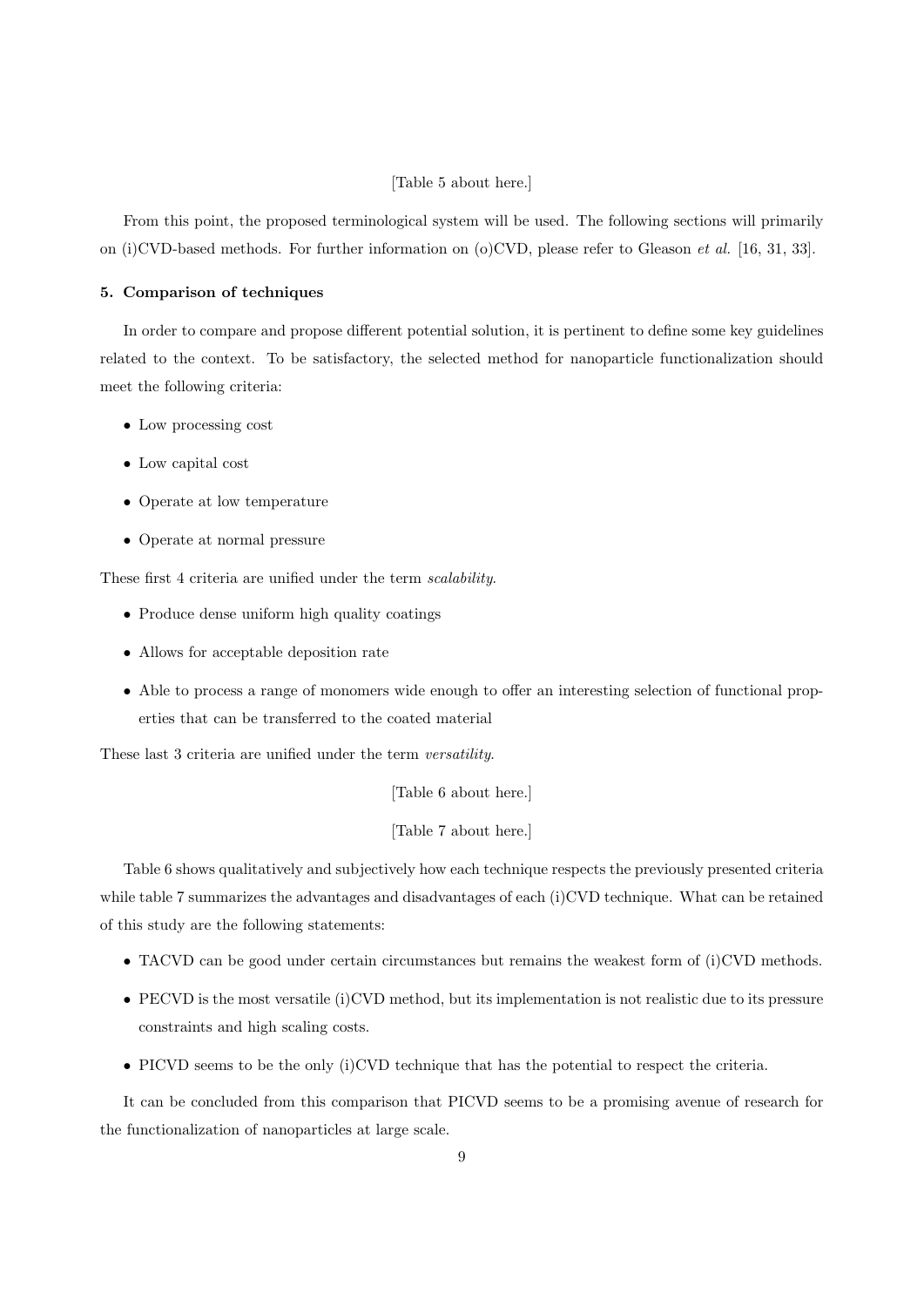[Table 5 about here.]

From this point, the proposed terminological system will be used. The following sections will primarily on (i)CVD-based methods. For further information on (o)CVD, please refer to Gleason *et al.* [16, 31, 33].

### 5. Comparison of techniques

In order to compare and propose different potential solution, it is pertinent to define some key guidelines related to the context. To be satisfactory, the selected method for nanoparticle functionalization should meet the following criteria:

- Low processing cost
- Low capital cost
- Operate at low temperature
- Operate at normal pressure

These first 4 criteria are unified under the term *scalability*.

- Produce dense uniform high quality coatings
- Allows for acceptable deposition rate
- Able to process a range of monomers wide enough to offer an interesting selection of functional properties that can be transferred to the coated material

These last 3 criteria are unified under the term *versatility*.

[Table 6 about here.]

[Table 7 about here.]

Table 6 shows qualitatively and subjectively how each technique respects the previously presented criteria while table 7 summarizes the advantages and disadvantages of each (i)CVD technique. What can be retained of this study are the following statements:

- TACVD can be good under certain circumstances but remains the weakest form of (i)CVD methods.
- PECVD is the most versatile (i)CVD method, but its implementation is not realistic due to its pressure constraints and high scaling costs.
- PICVD seems to be the only (i)CVD technique that has the potential to respect the criteria.

It can be concluded from this comparison that PICVD seems to be a promising avenue of research for the functionalization of nanoparticles at large scale.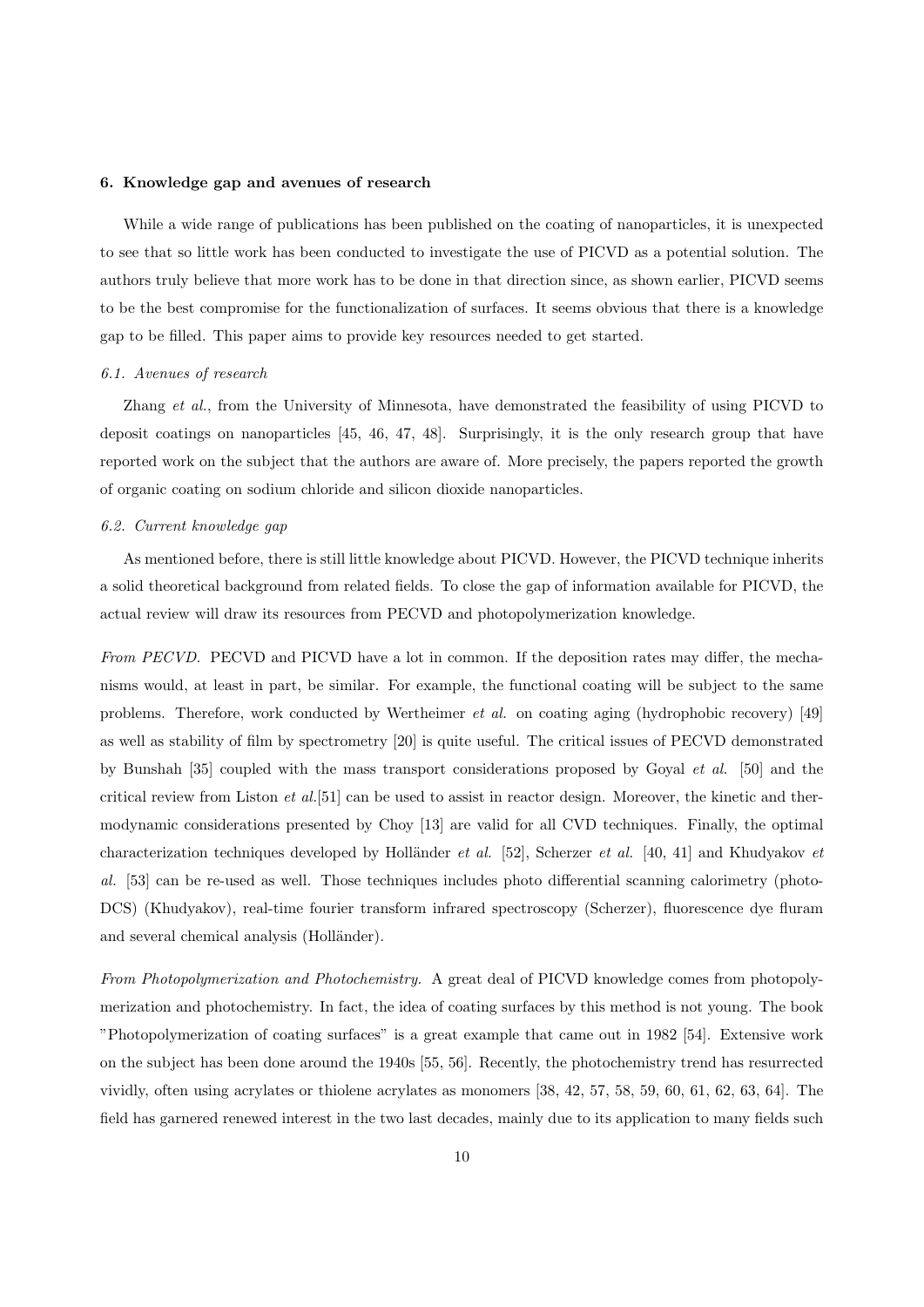## 6. Knowledge gap and avenues of research

While a wide range of publications has been published on the coating of nanoparticles, it is unexpected to see that so little work has been conducted to investigate the use of PICVD as a potential solution. The authors truly believe that more work has to be done in that direction since, as shown earlier, PICVD seems to be the best compromise for the functionalization of surfaces. It seems obvious that there is a knowledge gap to be filled. This paper aims to provide key resources needed to get started.

### 6.1. Avenues of research

Zhang *et al.*, from the University of Minnesota, have demonstrated the feasibility of using PICVD to deposit coatings on nanoparticles [45, 46, 47, 48]. Surprisingly, it is the only research group that have reported work on the subject that the authors are aware of. More precisely, the papers reported the growth of organic coating on sodium chloride and silicon dioxide nanoparticles.

### 6.2. Current knowledge gap

As mentioned before, there is still little knowledge about PICVD. However, the PICVD technique inherits a solid theoretical background from related fields. To close the gap of information available for PICVD, the actual review will draw its resources from PECVD and photopolymerization knowledge.

*From PECVD.* PECVD and PICVD have a lot in common. If the deposition rates may differ, the mechanisms would, at least in part, be similar. For example, the functional coating will be subject to the same problems. Therefore, work conducted by Wertheimer *et al.* on coating aging (hydrophobic recovery) [49] as well as stability of film by spectrometry [20] is quite useful. The critical issues of PECVD demonstrated by Bunshah [35] coupled with the mass transport considerations proposed by Goyal *et al.* [50] and the critical review from Liston *et al.*[51] can be used to assist in reactor design. Moreover, the kinetic and thermodynamic considerations presented by Choy [13] are valid for all CVD techniques. Finally, the optimal characterization techniques developed by Holländer *et al.* [52], Scherzer *et al.* [40, 41] and Khudyakov *et al.* [53] can be re-used as well. Those techniques includes photo differential scanning calorimetry (photo-DCS) (Khudyakov), real-time fourier transform infrared spectroscopy (Scherzer), fluorescence dye fluram and several chemical analysis (Holländer).

*From Photopolymerization and Photochemistry.* A great deal of PICVD knowledge comes from photopolymerization and photochemistry. In fact, the idea of coating surfaces by this method is not young. The book "Photopolymerization of coating surfaces" is a great example that came out in 1982 [54]. Extensive work on the subject has been done around the 1940s [55, 56]. Recently, the photochemistry trend has resurrected vividly, often using acrylates or thiolene acrylates as monomers [38, 42, 57, 58, 59, 60, 61, 62, 63, 64]. The field has garnered renewed interest in the two last decades, mainly due to its application to many fields such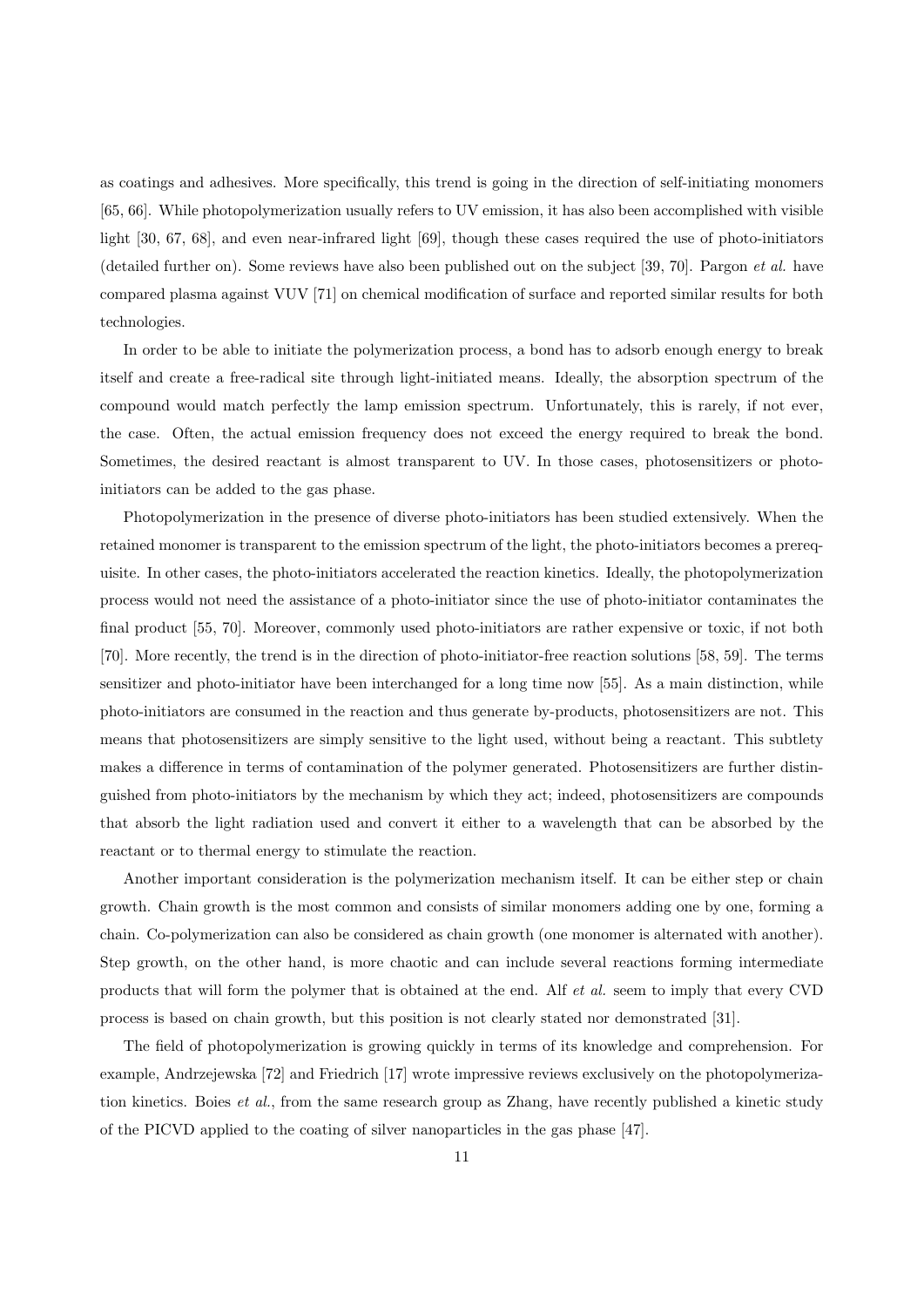as coatings and adhesives. More specifically, this trend is going in the direction of self-initiating monomers [65, 66]. While photopolymerization usually refers to UV emission, it has also been accomplished with visible light [30, 67, 68], and even near-infrared light [69], though these cases required the use of photo-initiators (detailed further on). Some reviews have also been published out on the subject [39, 70]. Pargon *et al.* have compared plasma against VUV [71] on chemical modification of surface and reported similar results for both technologies.

In order to be able to initiate the polymerization process, a bond has to adsorb enough energy to break itself and create a free-radical site through light-initiated means. Ideally, the absorption spectrum of the compound would match perfectly the lamp emission spectrum. Unfortunately, this is rarely, if not ever, the case. Often, the actual emission frequency does not exceed the energy required to break the bond. Sometimes, the desired reactant is almost transparent to UV. In those cases, photosensitizers or photo-initiators can be added to the gas phase.

Photopolymerization in the presence of diverse photo-initiators has been studied extensively. When the retained monomer is transparent to the emission spectrum of the light, the photo-initiators becomes a prerequisite. In other cases, the photo-initiators accelerated the reaction kinetics. Ideally, the photopolymerization process would not need the assistance of a photo-initiator since the use of photo-initiator contaminates the final product [55, 70]. Moreover, commonly used photo-initiators are rather expensive or toxic, if not both [70]. More recently, the trend is in the direction of photo-initiator-free reaction solutions [58, 59]. The terms sensitizer and photo-initiator have been interchanged for a long time now [55]. As a main distinction, while photo-initiators are consumed in the reaction and thus generate by-products, photosensitizers are not. This means that photosensitizers are simply sensitive to the light used, without being a reactant. This subtlety makes a difference in terms of contamination of the polymer generated. Photosensitizers are further distinguished from photo-initiators by the mechanism by which they act; indeed, photosensitizers are compounds that absorb the light radiation used and convert it either to a wavelength that can be absorbed by the reactant or to thermal energy to stimulate the reaction.

Another important consideration is the polymerization mechanism itself. It can be either step or chain growth. Chain growth is the most common and consists of similar monomers adding one by one, forming a chain. Co-polymerization can also be considered as chain growth (one monomer is alternated with another). Step growth, on the other hand, is more chaotic and can include several reactions forming intermediate products that will form the polymer that is obtained at the end. Alf *et al.* seem to imply that every CVD process is based on chain growth, but this position is not clearly stated nor demonstrated [31].

The field of photopolymerization is growing quickly in terms of its knowledge and comprehension. For example, Andrzejewska [72] and Friedrich [17] wrote impressive reviews exclusively on the photopolymerization kinetics. Boies *et al.*, from the same research group as Zhang, have recently published a kinetic study of the PICVD applied to the coating of silver nanoparticles in the gas phase [47].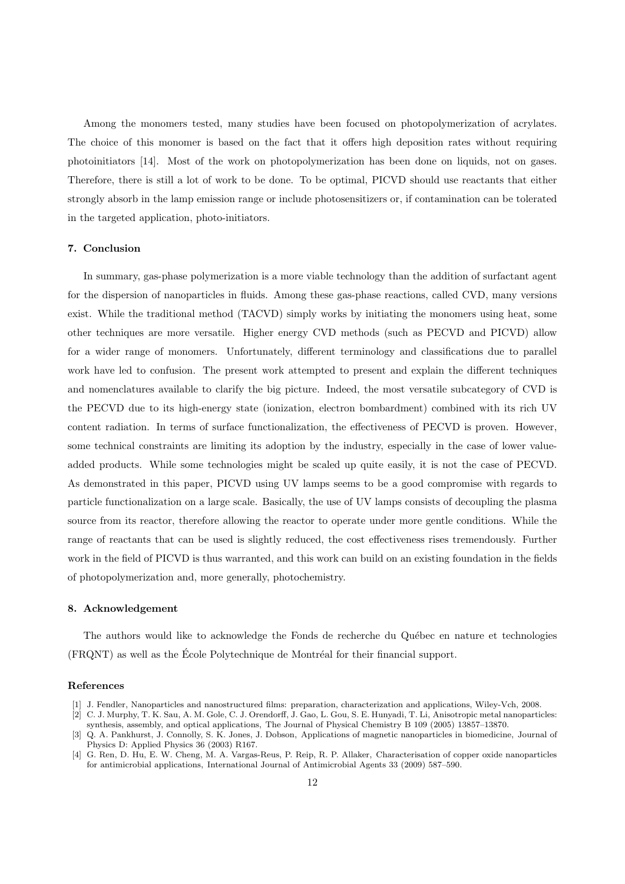Among the monomers tested, many studies have been focused on photopolymerization of acrylates. The choice of this monomer is based on the fact that it offers high deposition rates without requiring photoinitiators [14]. Most of the work on photopolymerization has been done on liquids, not on gases. Therefore, there is still a lot of work to be done. To be optimal, PICVD should use reactants that either strongly absorb in the lamp emission range or include photosensitizers or, if contamination can be tolerated in the targeted application, photo-initiators.

## 7. Conclusion

In summary, gas-phase polymerization is a more viable technology than the addition of surfactant agent for the dispersion of nanoparticles in fluids. Among these gas-phase reactions, called CVD, many versions exist. While the traditional method (TACVD) simply works by initiating the monomers using heat, some other techniques are more versatile. Higher energy CVD methods (such as PECVD and PICVD) allow for a wider range of monomers. Unfortunately, different terminology and classifications due to parallel work have led to confusion. The present work attempted to present and explain the different techniques and nomenclatures available to clarify the big picture. Indeed, the most versatile subcategory of CVD is the PECVD due to its high-energy state (ionization, electron bombardment) combined with its rich UV content radiation. In terms of surface functionalization, the effectiveness of PECVD is proven. However, some technical constraints are limiting its adoption by the industry, especially in the case of lower value-added products. While some technologies might be scaled up quite easily, it is not the case of PECVD. As demonstrated in this paper, PICVD using UV lamps seems to be a good compromise with regards to particle functionalization on a large scale. Basically, the use of UV lamps consists of decoupling the plasma source from its reactor, therefore allowing the reactor to operate under more gentle conditions. While the range of reactants that can be used is slightly reduced, the cost effectiveness rises tremendously. Further work in the field of PICVD is thus warranted, and this work can build on an existing foundation in the fields of photopolymerization and, more generally, photochemistry.

## 8. Acknowledgement

The authors would like to acknowledge the Fonds de recherche du Québec en nature et technologies (FRQNT) as well as the École Polytechnique de Montréal for their financial support.

## References

[1] J. Fendler, Nanoparticles and nanostructured films: preparation, characterization and applications, Wiley-Vch, 2008.

[2] C. J. Murphy, T. K. Sau, A. M. Gole, C. J. Orendorff, J. Gao, L. Gou, S. E. Hunyadi, T. Li, Anisotropic metal nanoparticles: synthesis, assembly, and optical applications, The Journal of Physical Chemistry B 109 (2005) 13857–13870.

[3] Q. A. Pankhurst, J. Connolly, S. K. Jones, J. Dobson, Applications of magnetic nanoparticles in biomedicine, Journal of Physics D: Applied Physics 36 (2003) R167.

[4] G. Ren, D. Hu, E. W. Cheng, M. A. Vargas-Reus, P. Reip, R. P. Allaker, Characterisation of copper oxide nanoparticles for antimicrobial applications, International Journal of Antimicrobial Agents 33 (2009) 587–590.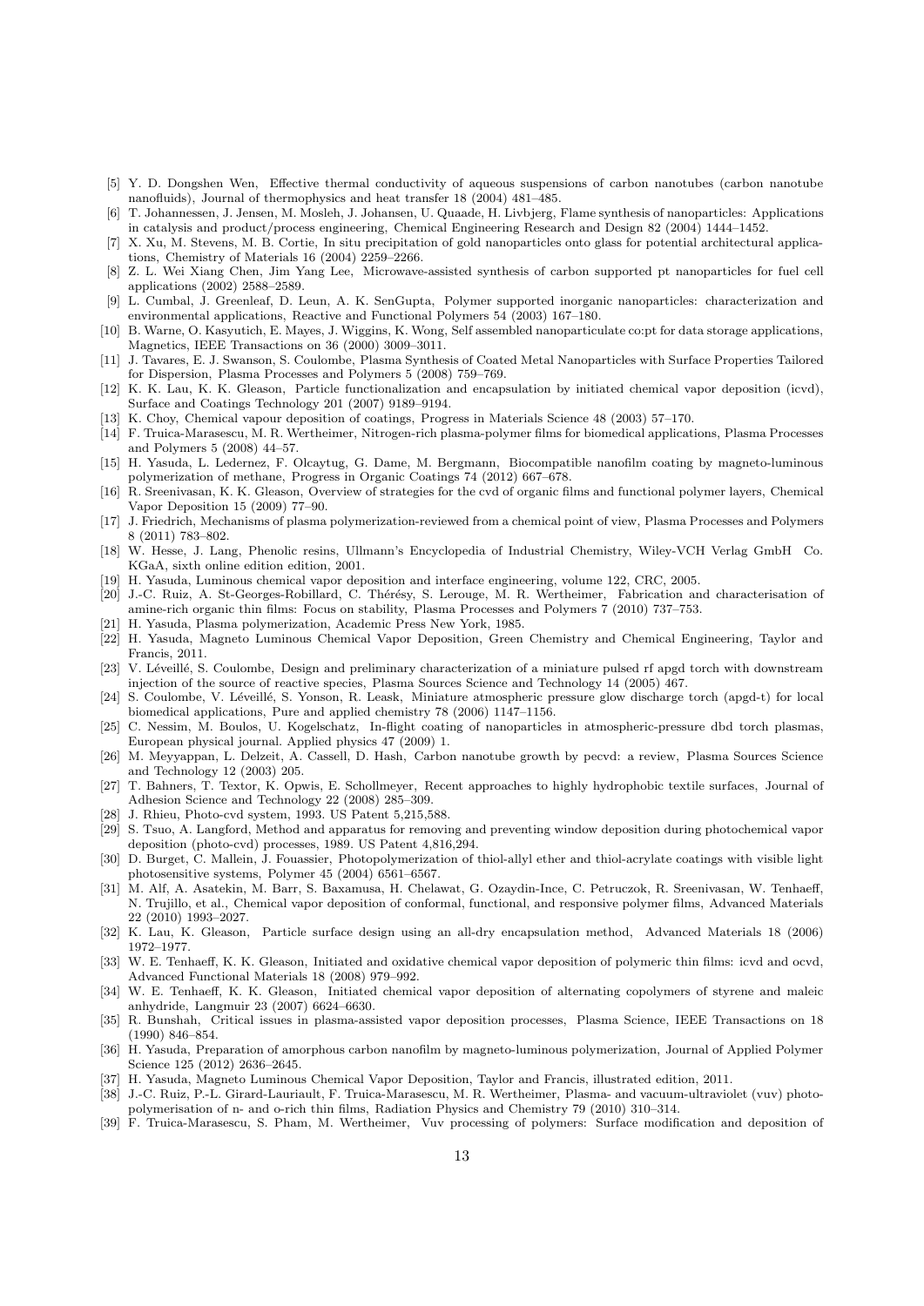[5] Y. D. Dongshen Wen, Effective thermal conductivity of aqueous suspensions of carbon nanotubes (carbon nanotube nanofluids), Journal of thermophysics and heat transfer 18 (2004) 481–485.

[6] T. Johannessen, J. Jensen, M. Mosleh, J. Johansen, U. Quaade, H. Livbjerg, Flame synthesis of nanoparticles: Applications in catalysis and product/process engineering, Chemical Engineering Research and Design 82 (2004) 1444–1452.

[7] X. Xu, M. Stevens, M. B. Cortie, In situ precipitation of gold nanoparticles onto glass for potential architectural applications, Chemistry of Materials 16 (2004) 2259–2266.

[8] Z. L. Wei Xiang Chen, Jim Yang Lee, Microwave-assisted synthesis of carbon supported pt nanoparticles for fuel cell applications (2002) 2588–2589.

[9] L. Cumbal, J. Greenleaf, D. Leun, A. K. SenGupta, Polymer supported inorganic nanoparticles: characterization and environmental applications, Reactive and Functional Polymers 54 (2003) 167–180.

[10] B. Warne, O. Kasyutich, E. Mayes, J. Wiggins, K. Wong, Self assembled nanoparticulate co:pt for data storage applications, Magnetics, IEEE Transactions on 36 (2000) 3009–3011.

[11] J. Tavares, E. J. Swanson, S. Coulombe, Plasma Synthesis of Coated Metal Nanoparticles with Surface Properties Tailored for Dispersion, Plasma Processes and Polymers 5 (2008) 759–769.

[12] K. K. Lau, K. K. Gleason, Particle functionalization and encapsulation by initiated chemical vapor deposition (icvd), Surface and Coatings Technology 201 (2007) 9189–9194.

[13] K. Choy, Chemical vapour deposition of coatings, Progress in Materials Science 48 (2003) 57–170.

[14] F. Truica-Marasescu, M. R. Wertheimer, Nitrogen-rich plasma-polymer films for biomedical applications, Plasma Processes and Polymers 5 (2008) 44–57.

[15] H. Yasuda, L. Ledernez, F. Olcaytug, G. Dame, M. Bergmann, Biocompatible nanofilm coating by magneto-luminous polymerization of methane, Progress in Organic Coatings 74 (2012) 667–678.

[16] R. Sreenivasan, K. K. Gleason, Overview of strategies for the cvd of organic films and functional polymer layers, Chemical Vapor Deposition 15 (2009) 77–90.

[17] J. Friedrich, Mechanisms of plasma polymerization-reviewed from a chemical point of view, Plasma Processes and Polymers 8 (2011) 783–802.

[18] W. Hesse, J. Lang, Phenolic resins, Ullmann's Encyclopedia of Industrial Chemistry, Wiley-VCH Verlag GmbH Co. KGaA, sixth online edition edition, 2001.

[19] H. Yasuda, Luminous chemical vapor deposition and interface engineering, volume 122, CRC, 2005.

[20] J.-C. Ruiz, A. St-Georges-Robillard, C. Thérésy, S. Lerouge, M. R. Wertheimer, Fabrication and characterisation of amine-rich organic thin films: Focus on stability, Plasma Processes and Polymers 7 (2010) 737–753.

[21] H. Yasuda, Plasma polymerization, Academic Press New York, 1985.

[22] H. Yasuda, Magneto Luminous Chemical Vapor Deposition, Green Chemistry and Chemical Engineering, Taylor and Francis, 2011.

[23] V. Léveillé, S. Coulombe, Design and preliminary characterization of a miniature pulsed rf apgd torch with downstream injection of the source of reactive species, Plasma Sources Science and Technology 14 (2005) 467.

[24] S. Coulombe, V. Léveillé, S. Yonson, R. Leask, Miniature atmospheric pressure glow discharge torch (apgd-t) for local biomedical applications, Pure and applied chemistry 78 (2006) 1147–1156.

[25] C. Nessim, M. Boulos, U. Kogelschatz, In-flight coating of nanoparticles in atmospheric-pressure dbd torch plasmas, European physical journal. Applied physics 47 (2009) 1.

[26] M. Meyyappan, L. Delzeit, A. Cassell, D. Hash, Carbon nanotube growth by pecvd: a review, Plasma Sources Science and Technology 12 (2003) 205.

[27] T. Bahners, T. Textor, K. Opwis, E. Schollmeyer, Recent approaches to highly hydrophobic textile surfaces, Journal of Adhesion Science and Technology 22 (2008) 285–309.

[28] J. Rhieu, Photo-cvd system, 1993. US Patent 5,215,588.

[29] S. Tsuo, A. Langford, Method and apparatus for removing and preventing window deposition during photochemical vapor deposition (photo-cvd) processes, 1989. US Patent 4,816,294.

[30] D. Burget, C. Mallein, J. Fouassier, Photopolymerization of thiol-allyl ether and thiol-acrylate coatings with visible light photosensitive systems, Polymer 45 (2004) 6561–6567.

[31] M. Alf, A. Asatekin, M. Barr, S. Baxamusa, H. Chelawat, G. Ozaydin-Ince, C. Petruczok, R. Sreenivasan, W. Tenhaeff, N. Trujillo, et al., Chemical vapor deposition of conformal, functional, and responsive polymer films, Advanced Materials 22 (2010) 1993–2027.

[32] K. Lau, K. Gleason, Particle surface design using an all-dry encapsulation method, Advanced Materials 18 (2006) 1972–1977.

[33] W. E. Tenhaeff, K. K. Gleason, Initiated and oxidative chemical vapor deposition of polymeric thin films: icvd and ocvd, Advanced Functional Materials 18 (2008) 979–992.

[34] W. E. Tenhaeff, K. K. Gleason, Initiated chemical vapor deposition of alternating copolymers of styrene and maleic anhydride, Langmuir 23 (2007) 6624–6630.

[35] R. Bunshah, Critical issues in plasma-assisted vapor deposition processes, Plasma Science, IEEE Transactions on 18 (1990) 846–854.

[36] H. Yasuda, Preparation of amorphous carbon nanofilm by magneto-luminous polymerization, Journal of Applied Polymer Science 125 (2012) 2636–2645.

[37] H. Yasuda, Magneto Luminous Chemical Vapor Deposition, Taylor and Francis, illustrated edition, 2011.

[38] J.-C. Ruiz, P.-L. Girard-Lauriault, F. Truica-Marasescu, M. R. Wertheimer, Plasma- and vacuum-ultraviolet (vuv) photo-polymerisation of n- and o-rich thin films, Radiation Physics and Chemistry 79 (2010) 310–314.

[39] F. Truica-Marasescu, S. Pham, M. Wertheimer, Vuv processing of polymers: Surface modification and deposition of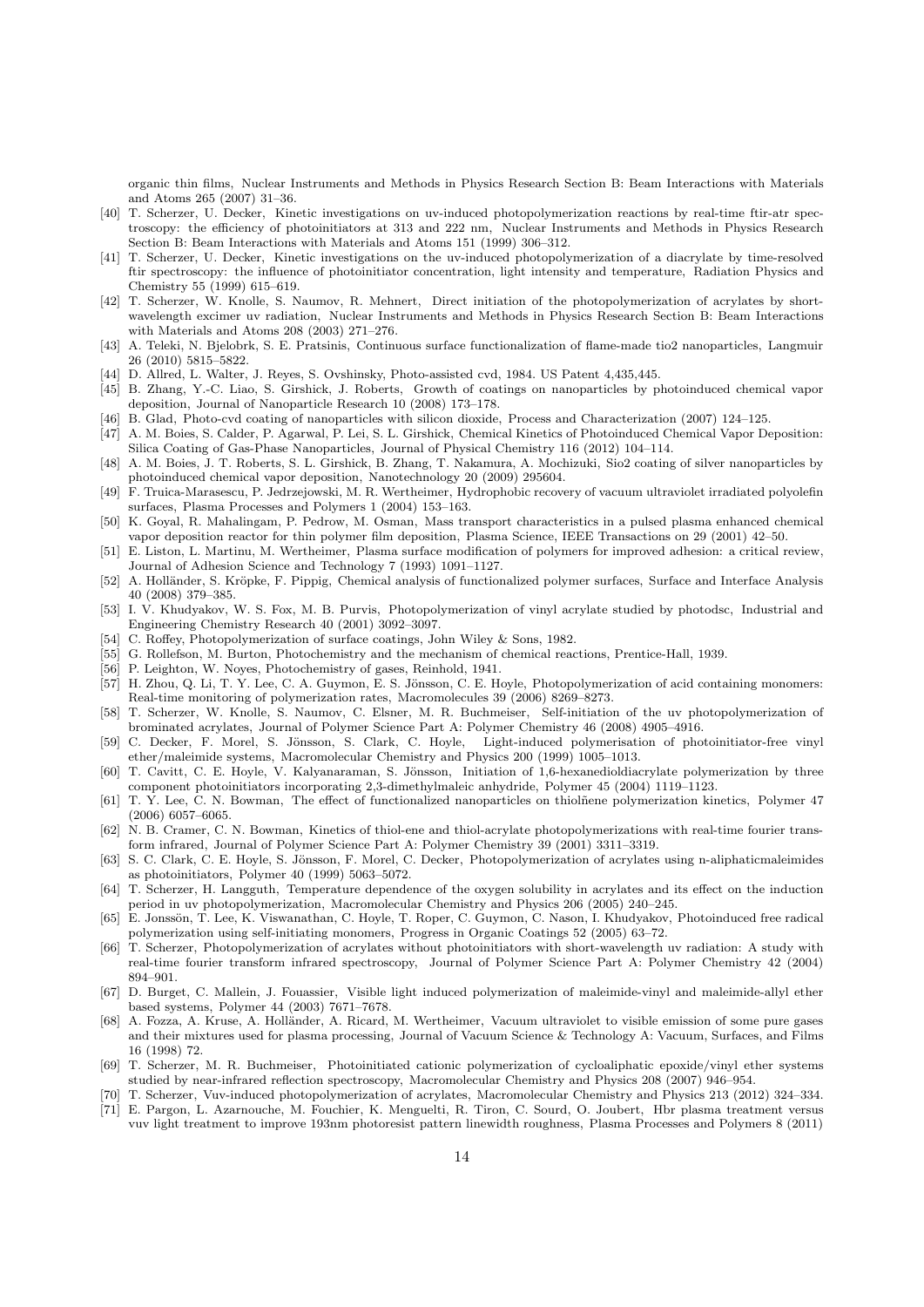organic thin films, Nuclear Instruments and Methods in Physics Research Section B: Beam Interactions with Materials and Atoms 265 (2007) 31–36.

[40] T. Scherzer, U. Decker, Kinetic investigations on uv-induced photopolymerization reactions by real-time ftir-atr spectroscopy: the efficiency of photoinitiators at 313 and 222 nm, Nuclear Instruments and Methods in Physics Research Section B: Beam Interactions with Materials and Atoms 151 (1999) 306–312.

[41] T. Scherzer, U. Decker, Kinetic investigations on the uv-induced photopolymerization of a diacrylate by time-resolved ftir spectroscopy: the influence of photoinitiator concentration, light intensity and temperature, Radiation Physics and Chemistry 55 (1999) 615–619.

[42] T. Scherzer, W. Knolle, S. Naumov, R. Mehnert, Direct initiation of the photopolymerization of acrylates by short-wavelength excimer uv radiation, Nuclear Instruments and Methods in Physics Research Section B: Beam Interactions with Materials and Atoms 208 (2003) 271–276.

[43] A. Teleki, N. Bjelobrk, S. E. Pratsinis, Continuous surface functionalization of flame-made tio2 nanoparticles, Langmuir 26 (2010) 5815–5822.

[44] D. Allred, L. Walter, J. Reyes, S. Ovshinsky, Photo-assisted cvd, 1984. US Patent 4,435,445.

[45] B. Zhang, Y.-C. Liao, S. Girshick, J. Roberts, Growth of coatings on nanoparticles by photoinduced chemical vapor deposition, Journal of Nanoparticle Research 10 (2008) 173–178.

[46] B. Glad, Photo-cvd coating of nanoparticles with silicon dioxide, Process and Characterization (2007) 124–125.

[47] A. M. Boies, S. Calder, P. Agarwal, P. Lei, S. L. Girshick, Chemical Kinetics of Photoinduced Chemical Vapor Deposition: Silica Coating of Gas-Phase Nanoparticles, Journal of Physical Chemistry 116 (2012) 104–114.

[48] A. M. Boies, J. T. Roberts, S. L. Girshick, B. Zhang, T. Nakamura, A. Mochizuki, Sio2 coating of silver nanoparticles by photoinduced chemical vapor deposition, Nanotechnology 20 (2009) 295604.

[49] F. Truica-Marasescu, P. Jedrzejowski, M. R. Wertheimer, Hydrophobic recovery of vacuum ultraviolet irradiated polyolefin surfaces, Plasma Processes and Polymers 1 (2004) 153–163.

[50] K. Goyal, R. Mahalingam, P. Pedrow, M. Osman, Mass transport characteristics in a pulsed plasma enhanced chemical vapor deposition reactor for thin polymer film deposition, Plasma Science, IEEE Transactions on 29 (2001) 42–50.

[51] E. Liston, L. Martinu, M. Wertheimer, Plasma surface modification of polymers for improved adhesion: a critical review, Journal of Adhesion Science and Technology 7 (1993) 1091–1127.

[52] A. Holländer, S. Kröpke, F. Pippig, Chemical analysis of functionalized polymer surfaces, Surface and Interface Analysis 40 (2008) 379–385.

[53] I. V. Khudyakov, W. S. Fox, M. B. Purvis, Photopolymerization of vinyl acrylate studied by photodsc, Industrial and Engineering Chemistry Research 40 (2001) 3092–3097.

[54] C. Roffey, Photopolymerization of surface coatings, John Wiley & Sons, 1982.

[55] G. Rollefson, M. Burton, Photochemistry and the mechanism of chemical reactions, Prentice-Hall, 1939.

[56] P. Leighton, W. Noyes, Photochemistry of gases, Reinhold, 1941.

[57] H. Zhou, Q. Li, T. Y. Lee, C. A. Guymon, E. S. Jönsson, C. E. Hoyle, Photopolymerization of acid containing monomers: Real-time monitoring of polymerization rates, Macromolecules 39 (2006) 8269–8273.

[58] T. Scherzer, W. Knolle, S. Naumov, C. Elsner, M. R. Buchmeiser, Self-initiation of the uv photopolymerization of brominated acrylates, Journal of Polymer Science Part A: Polymer Chemistry 46 (2008) 4905–4916.

[59] C. Decker, F. Morel, S. Jönsson, S. Clark, C. Hoyle, Light-induced polymerisation of photoinitiator-free vinyl ether/maleimide systems, Macromolecular Chemistry and Physics 200 (1999) 1005–1013.

[60] T. Cavitt, C. E. Hoyle, V. Kalyanaraman, S. Jönsson, Initiation of 1,6-hexanedioldiacrylate polymerization by three component photoinitiators incorporating 2,3-dimethylmaleic anhydride, Polymer 45 (2004) 1119–1123.

[61] T. Y. Lee, C. N. Bowman, The effect of functionalized nanoparticles on thiolñene polymerization kinetics, Polymer 47 (2006) 6057–6065.

[62] N. B. Cramer, C. N. Bowman, Kinetics of thiol-ene and thiol-acrylate photopolymerizations with real-time fourier transform infrared, Journal of Polymer Science Part A: Polymer Chemistry 39 (2001) 3311–3319.

[63] S. C. Clark, C. E. Hoyle, S. Jönsson, F. Morel, C. Decker, Photopolymerization of acrylates using n-aliphaticmaleimides as photoinitiators, Polymer 40 (1999) 5063–5072.

[64] T. Scherzer, H. Langguth, Temperature dependence of the oxygen solubility in acrylates and its effect on the induction period in uv photopolymerization, Macromolecular Chemistry and Physics 206 (2005) 240–245.

[65] E. Jonssön, T. Lee, K. Viswanathan, C. Hoyle, T. Roper, C. Guymon, C. Nason, I. Khudyakov, Photoinduced free radical polymerization using self-initiating monomers, Progress in Organic Coatings 52 (2005) 63–72.

[66] T. Scherzer, Photopolymerization of acrylates without photoinitiators with short-wavelength uv radiation: A study with real-time fourier transform infrared spectroscopy, Journal of Polymer Science Part A: Polymer Chemistry 42 (2004) 894–901.

[67] D. Burget, C. Mallein, J. Fouassier, Visible light induced polymerization of maleimide-vinyl and maleimide-allyl ether based systems, Polymer 44 (2003) 7671–7678.

[68] A. Fozza, A. Kruse, A. Holländer, A. Ricard, M. Wertheimer, Vacuum ultraviolet to visible emission of some pure gases and their mixtures used for plasma processing, Journal of Vacuum Science & Technology A: Vacuum, Surfaces, and Films 16 (1998) 72.

[69] T. Scherzer, M. R. Buchmeiser, Photoinitiated cationic polymerization of cycloaliphatic epoxide/vinyl ether systems studied by near-infrared reflection spectroscopy, Macromolecular Chemistry and Physics 208 (2007) 946–954.

[70] T. Scherzer, Vuv-induced photopolymerization of acrylates, Macromolecular Chemistry and Physics 213 (2012) 324–334.

[71] E. Pargon, L. Azarnouche, M. Fouchier, K. Menguelti, R. Tiron, C. Sourd, O. Joubert, Hbr plasma treatment versus vuv light treatment to improve 193nm photoresist pattern linewidth roughness, Plasma Processes and Polymers 8 (2011)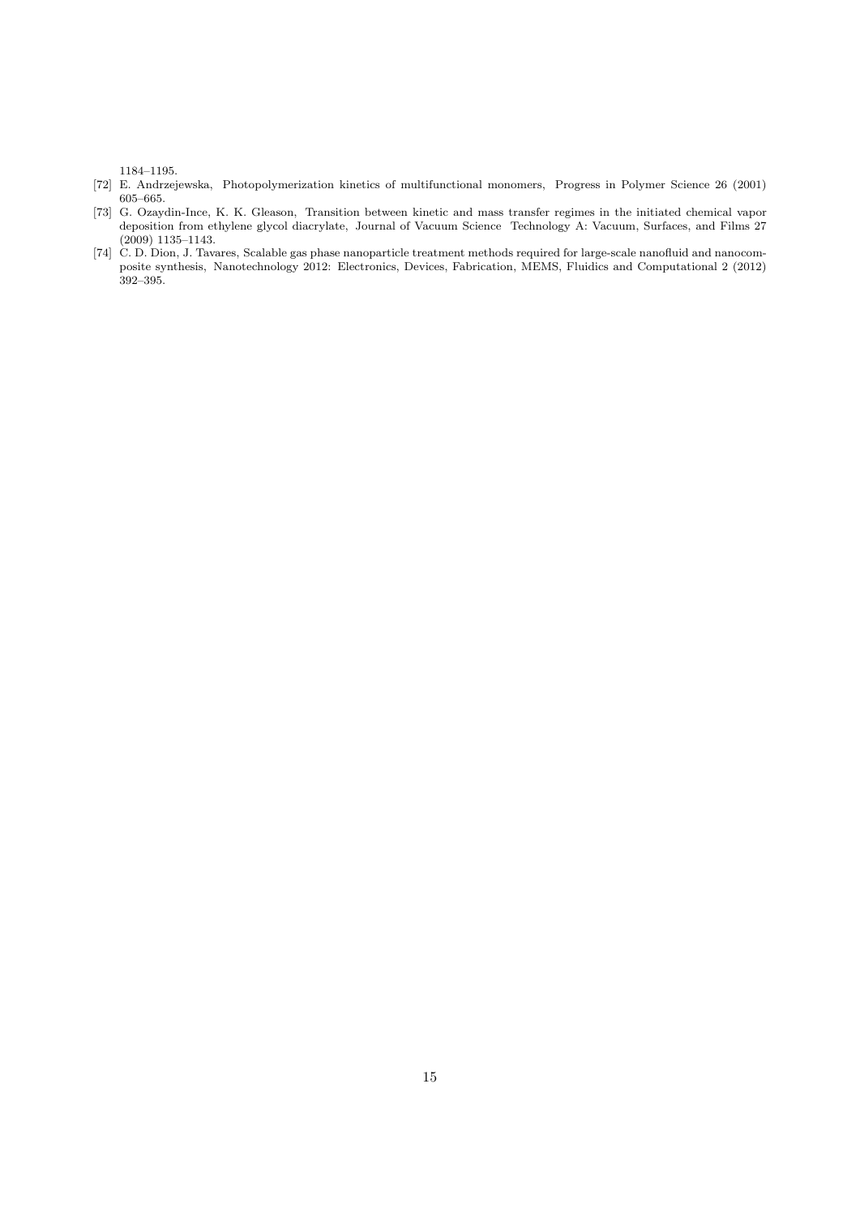1184–1195.

[72] E. Andrzejewska, Photopolymerization kinetics of multifunctional monomers, Progress in Polymer Science 26 (2001) 605–665.

[73] G. Ozaydin-Ince, K. K. Gleason, Transition between kinetic and mass transfer regimes in the initiated chemical vapor deposition from ethylene glycol diacrylate, Journal of Vacuum Science Technology A: Vacuum, Surfaces, and Films 27 (2009) 1135–1143.

[74] C. D. Dion, J. Tavares, Scalable gas phase nanoparticle treatment methods required for large-scale nanofluid and nanocomposite synthesis, Nanotechnology 2012: Electronics, Devices, Fabrication, MEMS, Fluidics and Computational 2 (2012) 392–395.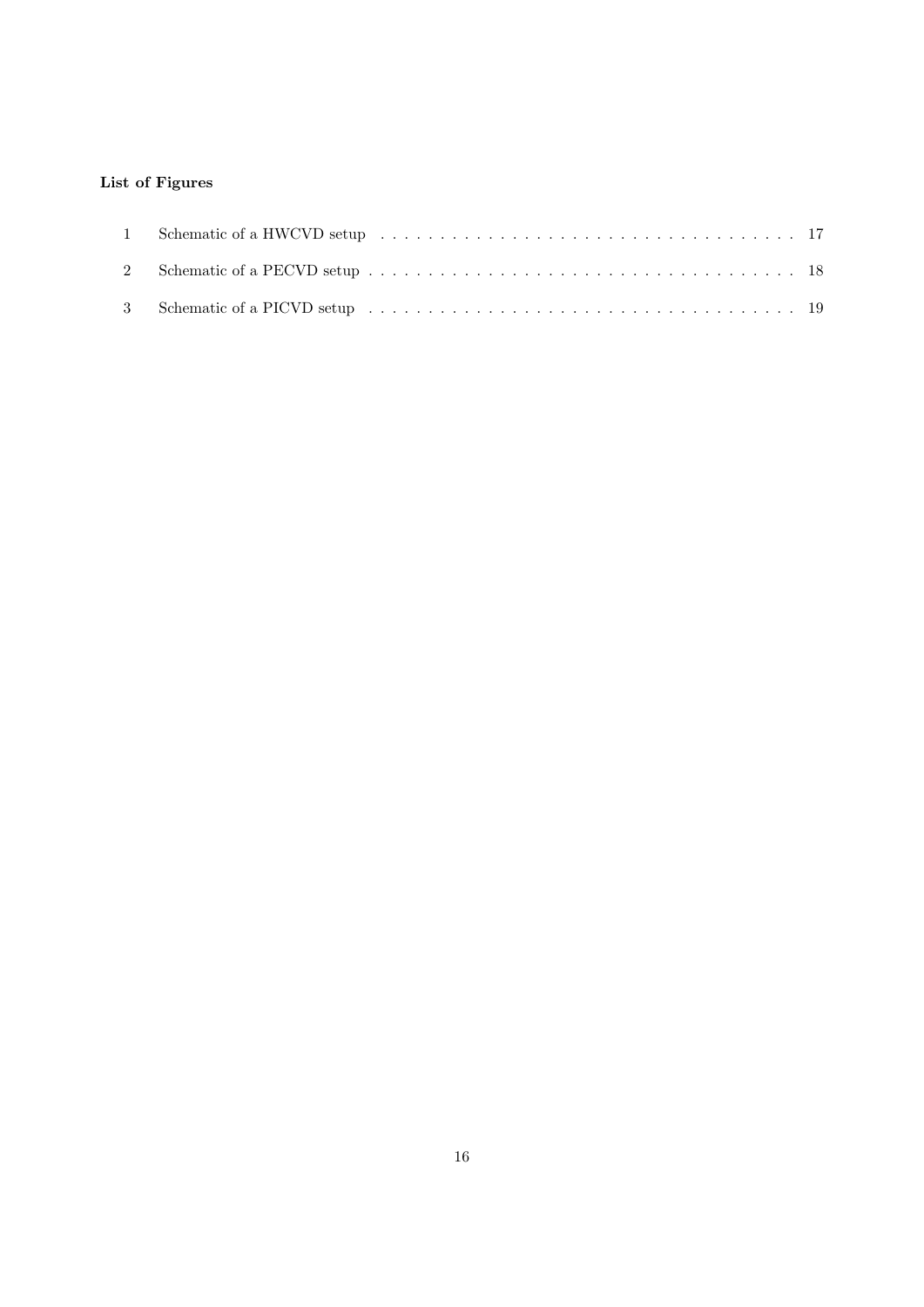### List of Figures

| | | |
|---|---|---|
| 1 | Schematic of a HWCVD setup | 17 |
| 2 | Schematic of a PECVD setup | 18 |
| 3 | Schematic of a PICVD setup | 19 |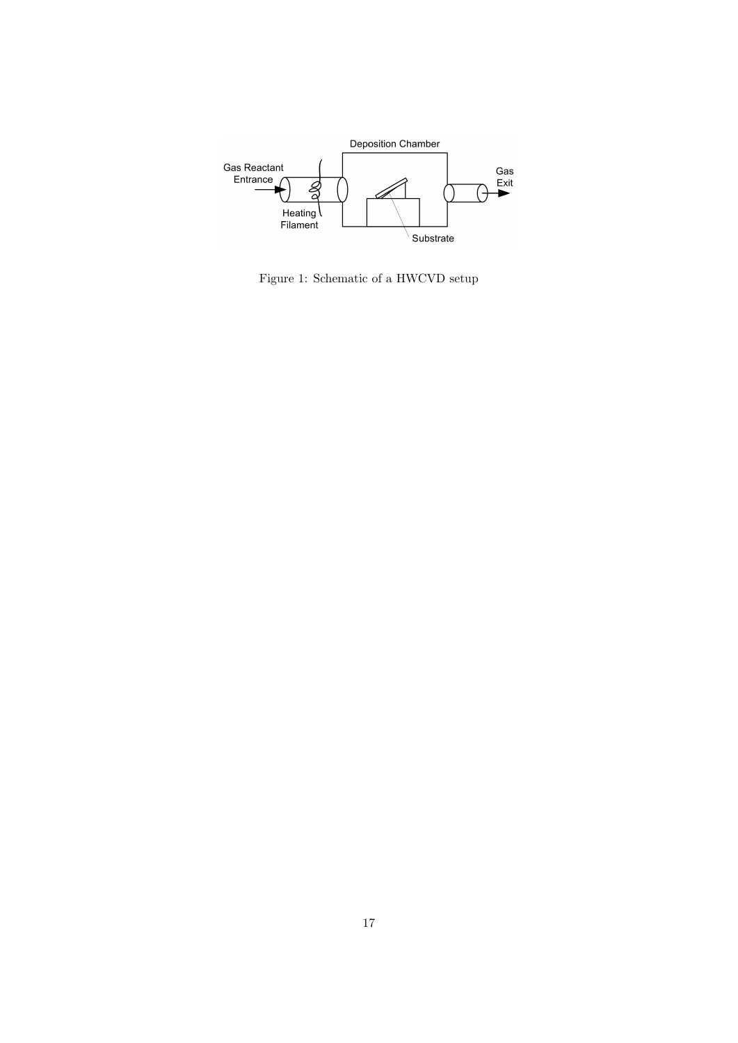Figure 1: Schematic of a HWCVD setup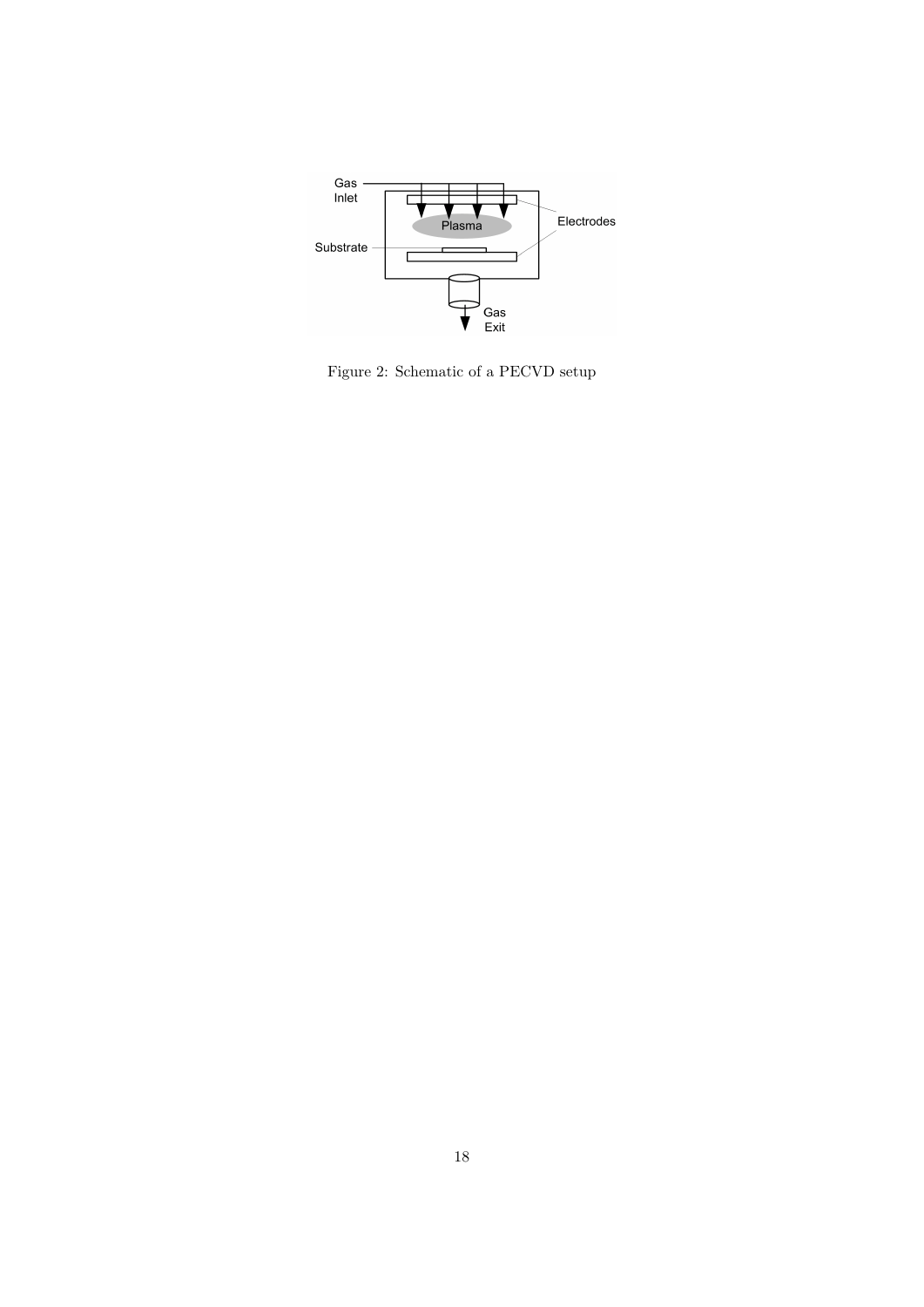Figure 2: Schematic of a PECVD setup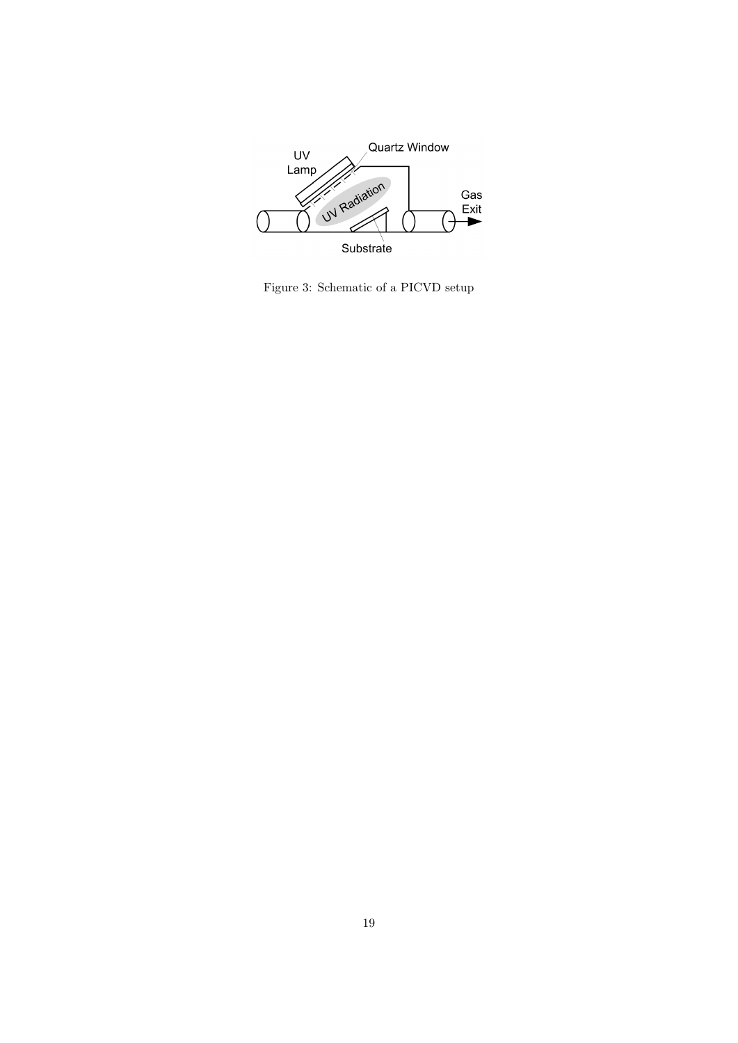Figure 3: Schematic of a PICVD setup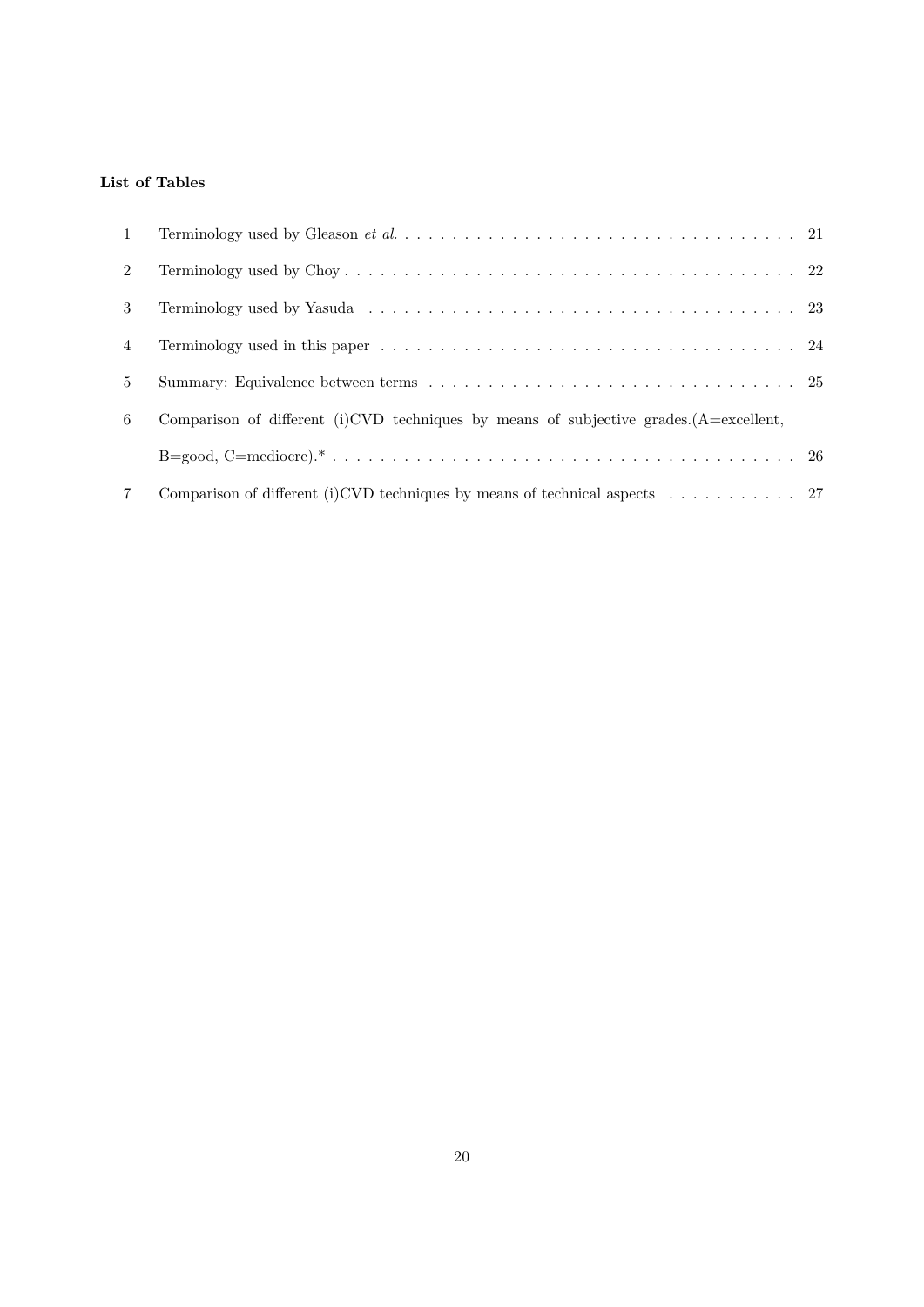**List of Tables**

1. Terminology used by Gleason *et al.* . . . . . . . . . . . . . . . . . . . . . . . . . . . . . . . . . . 21
2. Terminology used by Choy . . . . . . . . . . . . . . . . . . . . . . . . . . . . . . . . . . . . . . . 22
3. Terminology used by Yasuda . . . . . . . . . . . . . . . . . . . . . . . . . . . . . . . . . . . . . 23
4. Terminology used in this paper . . . . . . . . . . . . . . . . . . . . . . . . . . . . . . . . . . . 24
5. Summary: Equivalence between terms . . . . . . . . . . . . . . . . . . . . . . . . . . . . . . . 25
6. Comparison of different (i)CVD techniques by means of subjective grades.(A=excellent, B=good, C=mediocre).* . . . . . . . . . . . . . . . . . . . . . . . . . . . . . . . . . . . . . . 26
7. Comparison of different (i)CVD techniques by means of technical aspects . . . . . . . . . . . 27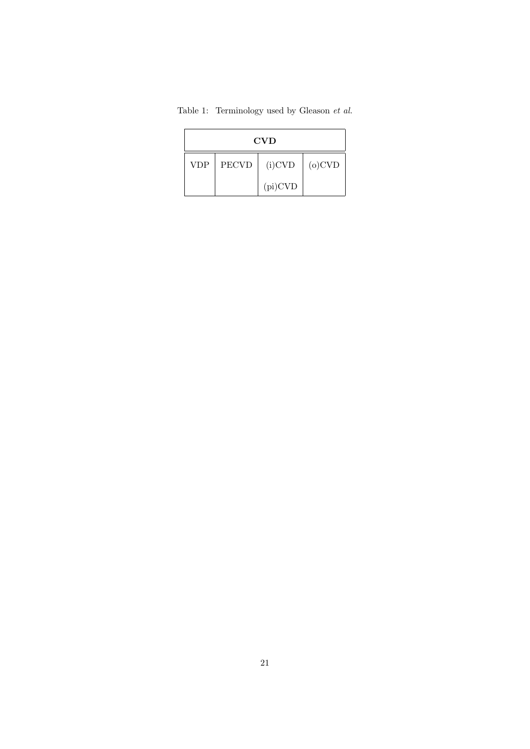Table 1: Terminology used by Gleason *et al.*

| **CVD** | | | |
|---|---|---|---|
| VDP | PECVD | (i)CVD | (o)CVD |
| | | (pi)CVD | |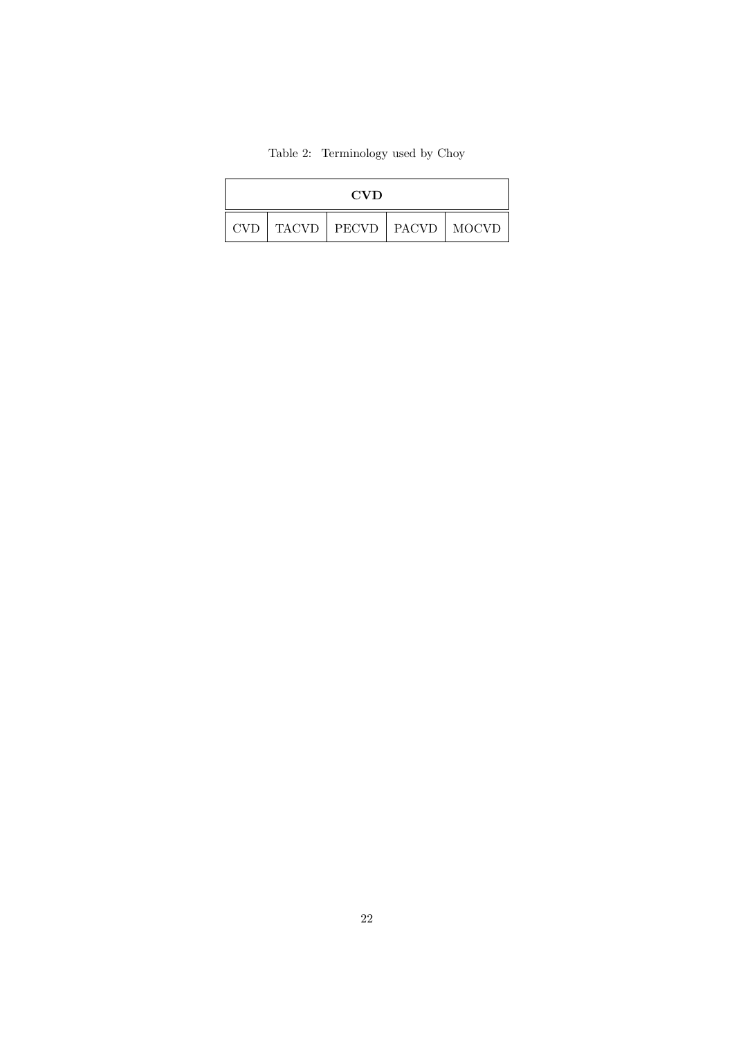Table 2: Terminology used by Choy

| **CVD** | | | | |
|---|---|---|---|---|
| CVD | TACVD | PECVD | PACVD | MOCVD |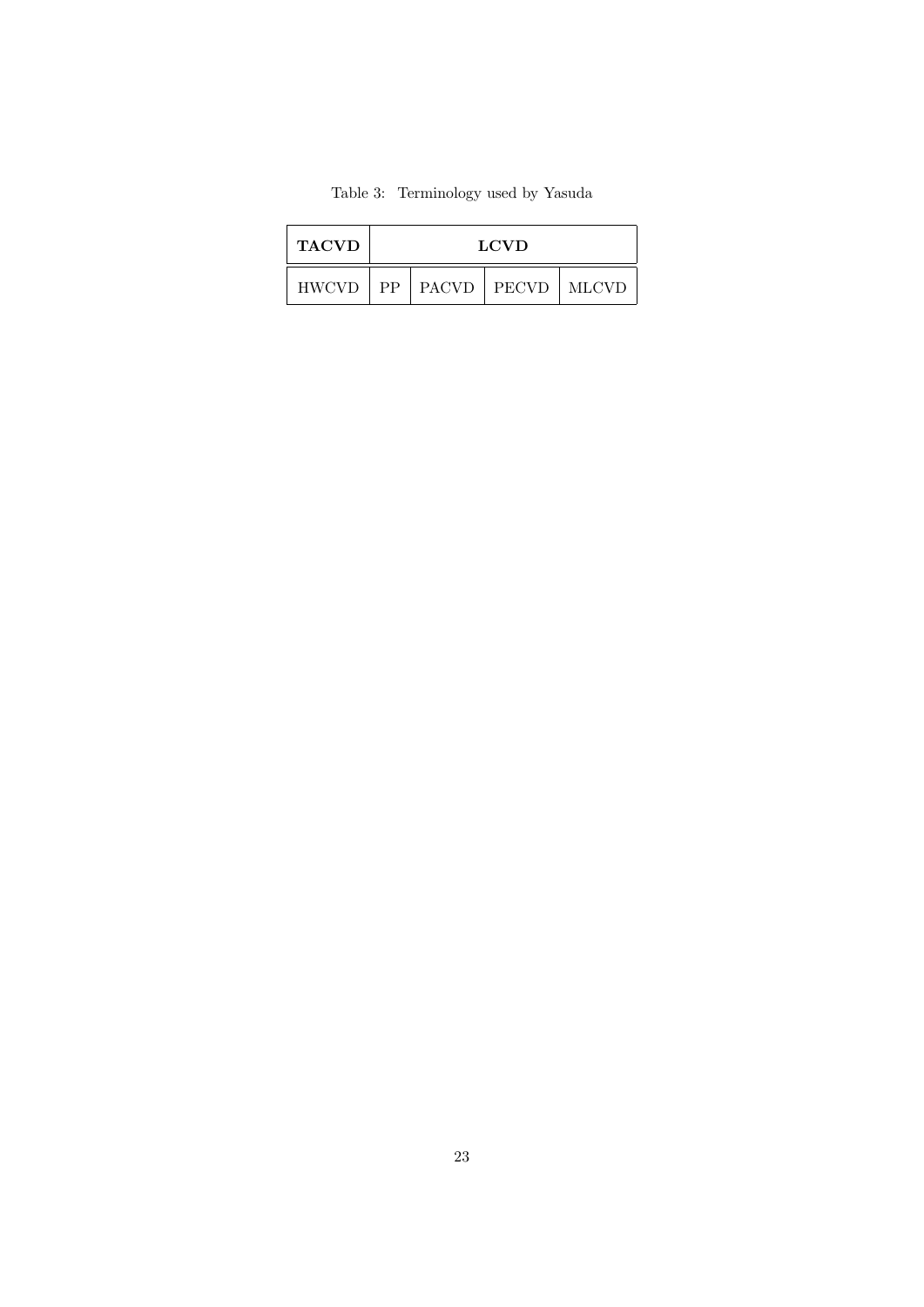Table 3: Terminology used by Yasuda

| **TACVD** | **LCVD** | | | |
|---|---|---|---|---|
| HWCVD | PP | PACVD | PECVD | MLCVD |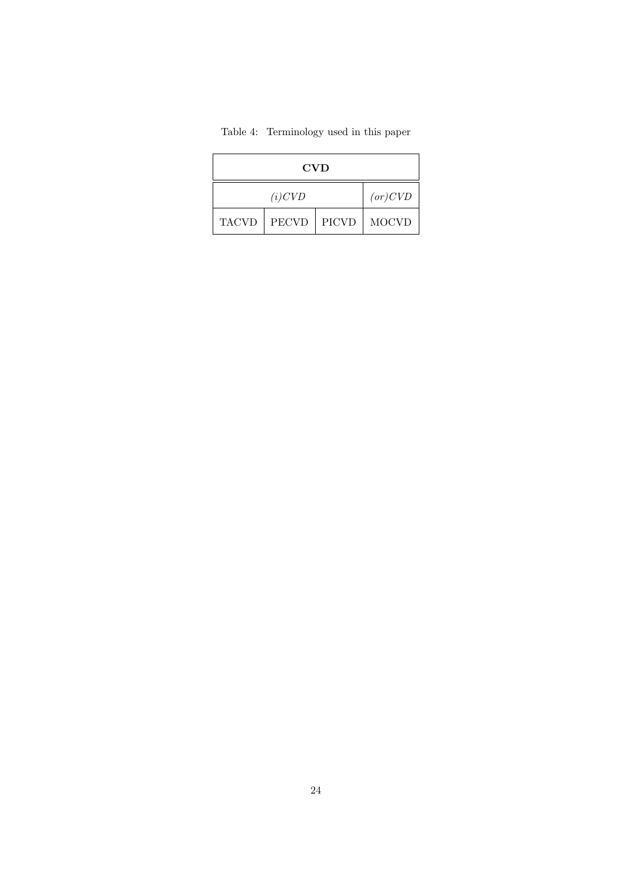Table 4: Terminology used in this paper

| **CVD** | | | |
|---|---|---|---|
| *(i)CVD* | | | *(or)CVD* |
| TACVD | PECVD | PICVD | MOCVD |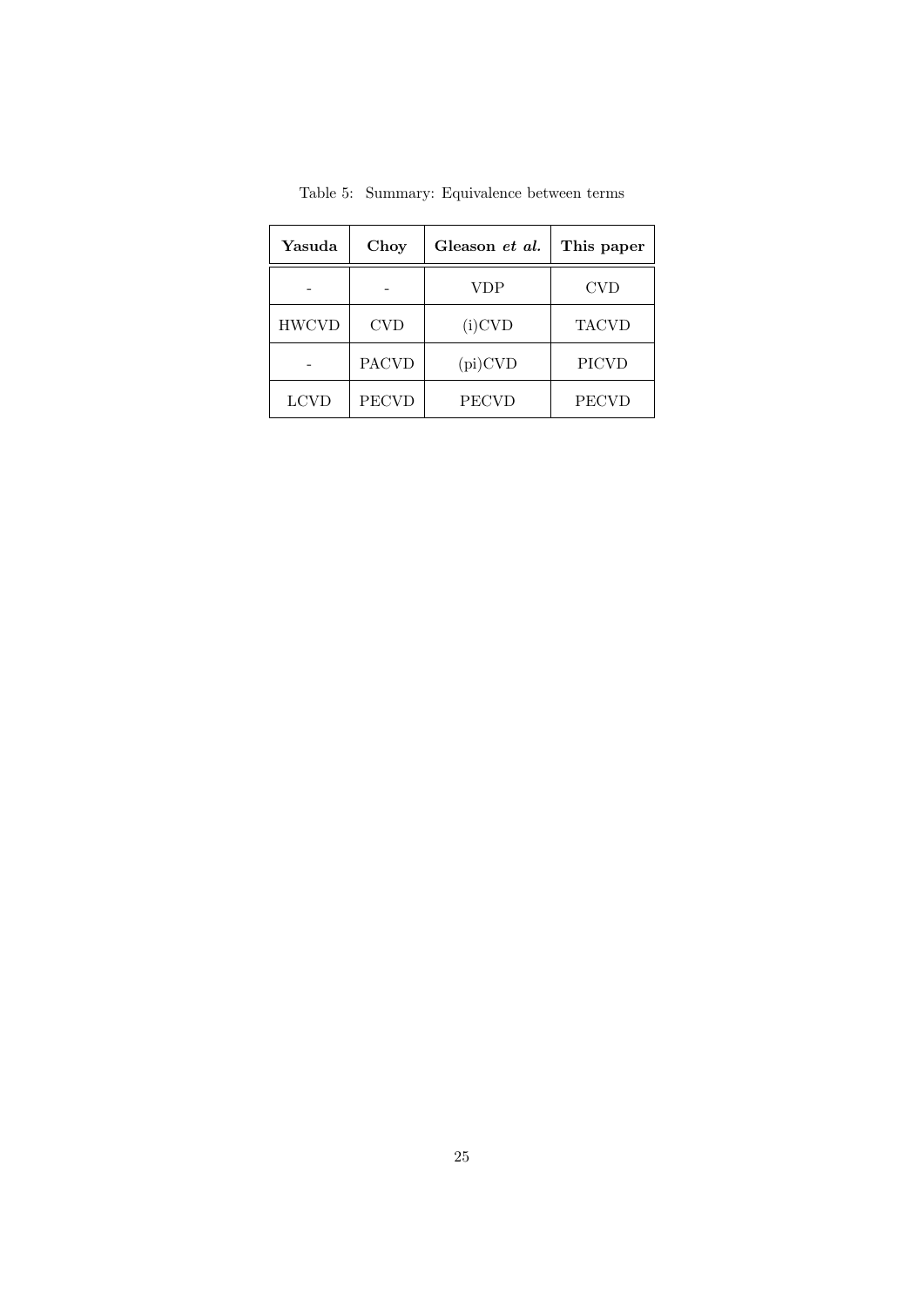Table 5: Summary: Equivalence between terms

| **Yasuda** | **Choy** | **Gleason *et al.*** | **This paper** |
|---|---|---|---|
| - | - | VDP | CVD |
| HWCVD | CVD | (i)CVD | TACVD |
| - | PACVD | (pi)CVD | PICVD |
| LCVD | PECVD | PECVD | PECVD |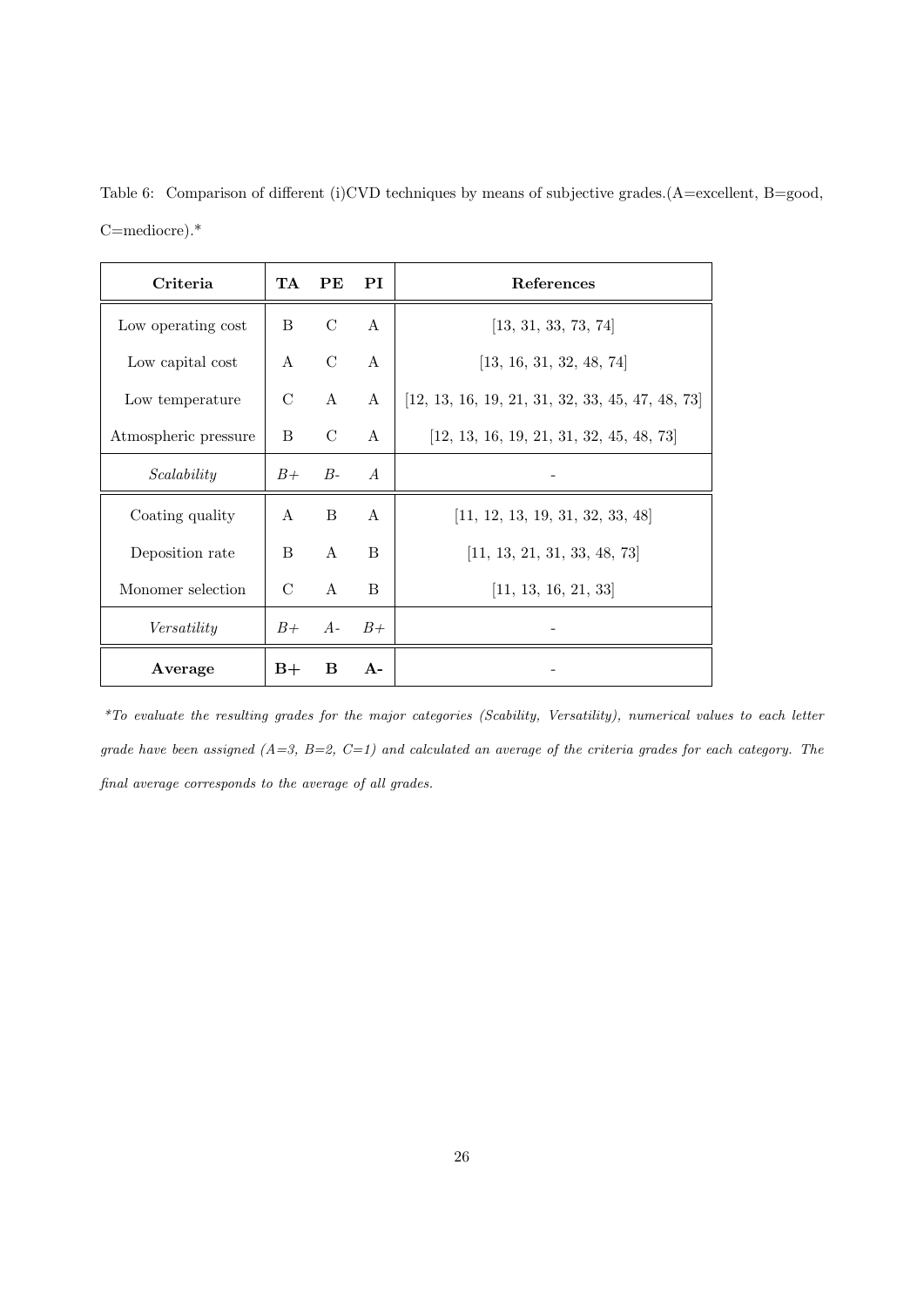Table 6: Comparison of different (i)CVD techniques by means of subjective grades.(A=excellent, B=good, C=mediocre).*

| Criteria | TA | PE | PI | References |
|---|---|---|---|---|
| Low operating cost | B | C | A | [13, 31, 33, 73, 74] |
| Low capital cost | A | C | A | [13, 16, 31, 32, 48, 74] |
| Low temperature | C | A | A | [12, 13, 16, 19, 21, 31, 32, 33, 45, 47, 48, 73] |
| Atmospheric pressure | B | C | A | [12, 13, 16, 19, 21, 31, 32, 45, 48, 73] |
| *Scalability* | *B+* | *B-* | *A* | - |
| Coating quality | A | B | A | [11, 12, 13, 19, 31, 32, 33, 48] |
| Deposition rate | B | A | B | [11, 13, 21, 31, 33, 48, 73] |
| Monomer selection | C | A | B | [11, 13, 16, 21, 33] |
| *Versatility* | *B+* | *A-* | *B+* | - |
| **Average** | **B+** | **B** | **A-** | - |

*\*To evaluate the resulting grades for the major categories (Scability, Versatility), numerical values to each letter grade have been assigned (A=3, B=2, C=1) and calculated an average of the criteria grades for each category. The final average corresponds to the average of all grades.*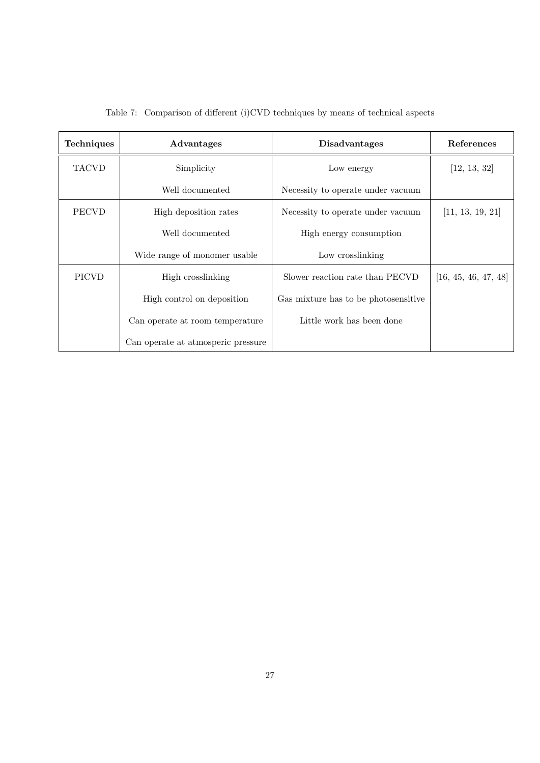Table 7: Comparison of different (i)CVD techniques by means of technical aspects

| Techniques | Advantages | Disadvantages | References |
| --- | --- | --- | --- |
| TACVD | Simplicity | Low energy | [12, 13, 32] |
| | Well documented | Necessity to operate under vacuum | |
| PECVD | High deposition rates | Necessity to operate under vacuum | [11, 13, 19, 21] |
| | Well documented | High energy consumption | |
| | Wide range of monomer usable | Low crosslinking | |
| PICVD | High crosslinking | Slower reaction rate than PECVD | [16, 45, 46, 47, 48] |
| | High control on deposition | Gas mixture has to be photosensitive | |
| | Can operate at room temperature | Little work has been done | |
| | Can operate at atmosperic pressure | | |